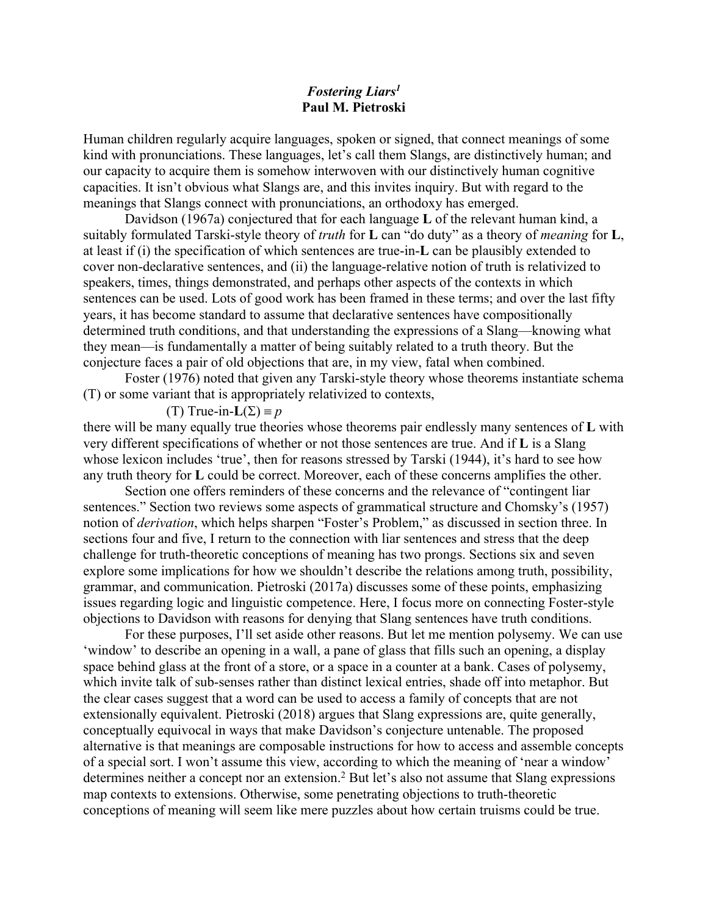# *Fostering Liars*[1]

**Paul M. Pietroski**

Human children regularly acquire languages, spoken or signed, that connect meanings of some kind with pronunciations. These languages, let's call them Slangs, are distinctively human; and our capacity to acquire them is somehow interwoven with our distinctively human cognitive capacities. It isn't obvious what Slangs are, and this invites inquiry. But with regard to the meanings that Slangs connect with pronunciations, an orthodoxy has emerged.

Davidson (1967a) conjectured that for each language **L** of the relevant human kind, a suitably formulated Tarski-style theory of *truth* for **L** can "do duty" as a theory of *meaning* for **L**, at least if (i) the specification of which sentences are true-in-**L** can be plausibly extended to cover non-declarative sentences, and (ii) the language-relative notion of truth is relativized to speakers, times, things demonstrated, and perhaps other aspects of the contexts in which sentences can be used. Lots of good work has been framed in these terms; and over the last fifty years, it has become standard to assume that declarative sentences have compositionally determined truth conditions, and that understanding the expressions of a Slang—knowing what they mean—is fundamentally a matter of being suitably related to a truth theory. But the conjecture faces a pair of old objections that are, in my view, fatal when combined.

Foster (1976) noted that given any Tarski-style theory whose theorems instantiate schema (T) or some variant that is appropriately relativized to contexts,

(T) True-in-**L**(Σ) ≡ *p*

there will be many equally true theories whose theorems pair endlessly many sentences of **L** with very different specifications of whether or not those sentences are true. And if **L** is a Slang whose lexicon includes 'true', then for reasons stressed by Tarski (1944), it's hard to see how any truth theory for **L** could be correct. Moreover, each of these concerns amplifies the other.

Section one offers reminders of these concerns and the relevance of "contingent liar sentences." Section two reviews some aspects of grammatical structure and Chomsky's (1957) notion of *derivation*, which helps sharpen "Foster's Problem," as discussed in section three. In sections four and five, I return to the connection with liar sentences and stress that the deep challenge for truth-theoretic conceptions of meaning has two prongs. Sections six and seven explore some implications for how we shouldn't describe the relations among truth, possibility, grammar, and communication. Pietroski (2017a) discusses some of these points, emphasizing issues regarding logic and linguistic competence. Here, I focus more on connecting Foster-style objections to Davidson with reasons for denying that Slang sentences have truth conditions.

For these purposes, I'll set aside other reasons. But let me mention polysemy. We can use 'window' to describe an opening in a wall, a pane of glass that fills such an opening, a display space behind glass at the front of a store, or a space in a counter at a bank. Cases of polysemy, which invite talk of sub-senses rather than distinct lexical entries, shade off into metaphor. But the clear cases suggest that a word can be used to access a family of concepts that are not extensionally equivalent. Pietroski (2018) argues that Slang expressions are, quite generally, conceptually equivocal in ways that make Davidson's conjecture untenable. The proposed alternative is that meanings are composable instructions for how to access and assemble concepts of a special sort. I won't assume this view, according to which the meaning of 'near a window' determines neither a concept nor an extension.[2] But let's also not assume that Slang expressions map contexts to extensions. Otherwise, some penetrating objections to truth-theoretic conceptions of meaning will seem like mere puzzles about how certain truisms could be true.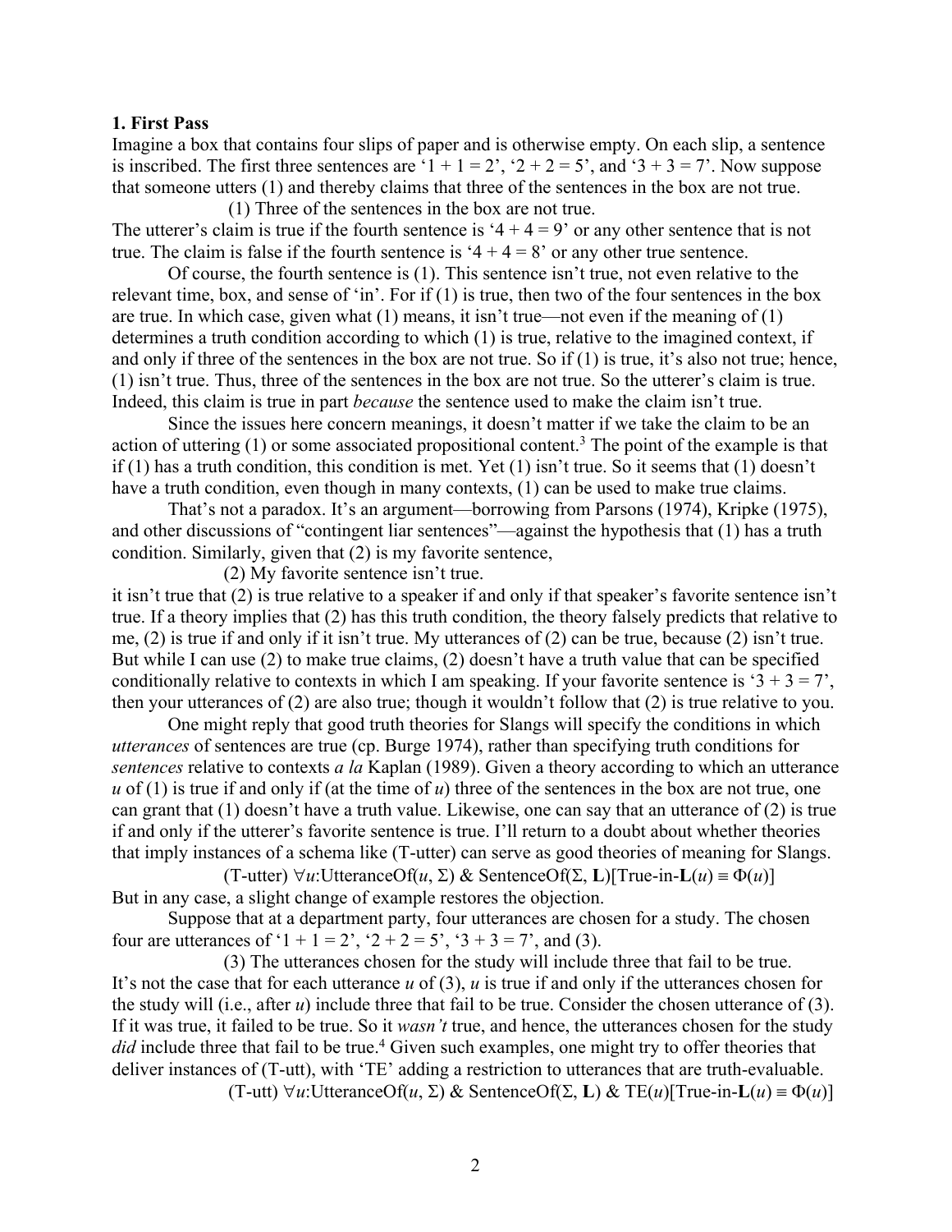### 1. First Pass

Imagine a box that contains four slips of paper and is otherwise empty. On each slip, a sentence is inscribed. The first three sentences are '1 + 1 = 2', '2 + 2 = 5', and '3 + 3 = 7'. Now suppose that someone utters (1) and thereby claims that three of the sentences in the box are not true.

(1) Three of the sentences in the box are not true.

The utterer's claim is true if the fourth sentence is '4 + 4 = 9' or any other sentence that is not true. The claim is false if the fourth sentence is '4 + 4 = 8' or any other true sentence.

Of course, the fourth sentence is (1). This sentence isn't true, not even relative to the relevant time, box, and sense of 'in'. For if (1) is true, then two of the four sentences in the box are true. In which case, given what (1) means, it isn't true—not even if the meaning of (1) determines a truth condition according to which (1) is true, relative to the imagined context, if and only if three of the sentences in the box are not true. So if (1) is true, it's also not true; hence, (1) isn't true. Thus, three of the sentences in the box are not true. So the utterer's claim is true. Indeed, this claim is true in part *because* the sentence used to make the claim isn't true.

Since the issues here concern meanings, it doesn't matter if we take the claim to be an action of uttering (1) or some associated propositional content.[3] The point of the example is that if (1) has a truth condition, this condition is met. Yet (1) isn't true. So it seems that (1) doesn't have a truth condition, even though in many contexts, (1) can be used to make true claims.

That's not a paradox. It's an argument—borrowing from Parsons (1974), Kripke (1975), and other discussions of "contingent liar sentences"—against the hypothesis that (1) has a truth condition. Similarly, given that (2) is my favorite sentence,

(2) My favorite sentence isn't true.

it isn't true that (2) is true relative to a speaker if and only if that speaker's favorite sentence isn't true. If a theory implies that (2) has this truth condition, the theory falsely predicts that relative to me, (2) is true if and only if it isn't true. My utterances of (2) can be true, because (2) isn't true. But while I can use (2) to make true claims, (2) doesn't have a truth value that can be specified conditionally relative to contexts in which I am speaking. If your favorite sentence is '3 + 3 = 7', then your utterances of (2) are also true; though it wouldn't follow that (2) is true relative to you.

One might reply that good truth theories for Slangs will specify the conditions in which *utterances* of sentences are true (cp. Burge 1974), rather than specifying truth conditions for *sentences* relative to contexts *a la* Kaplan (1989). Given a theory according to which an utterance *u* of (1) is true if and only if (at the time of *u*) three of the sentences in the box are not true, one can grant that (1) doesn't have a truth value. Likewise, one can say that an utterance of (2) is true if and only if the utterer's favorite sentence is true. I'll return to a doubt about whether theories that imply instances of a schema like (T-utter) can serve as good theories of meaning for Slangs.

(T-utter) $\forall u$:UtteranceOf($u$, $\Sigma$) & SentenceOf($\Sigma$, **L**)[True-in-**L**($u$) $\equiv$ $\Phi(u)$]

But in any case, a slight change of example restores the objection.

Suppose that at a department party, four utterances are chosen for a study. The chosen four are utterances of '1 + 1 = 2', '2 + 2 = 5', '3 + 3 = 7', and (3).

(3) The utterances chosen for the study will include three that fail to be true.

It's not the case that for each utterance *u* of (3), *u* is true if and only if the utterances chosen for the study will (i.e., after *u*) include three that fail to be true. Consider the chosen utterance of (3). If it was true, it failed to be true. So it *wasn't* true, and hence, the utterances chosen for the study *did* include three that fail to be true.[4] Given such examples, one might try to offer theories that deliver instances of (T-utt), with 'TE' adding a restriction to utterances that are truth-evaluable.

(T-utt) $\forall u$:UtteranceOf($u$, $\Sigma$) & SentenceOf($\Sigma$, **L**) & TE($u$)[True-in-**L**($u$) $\equiv$ $\Phi(u)$]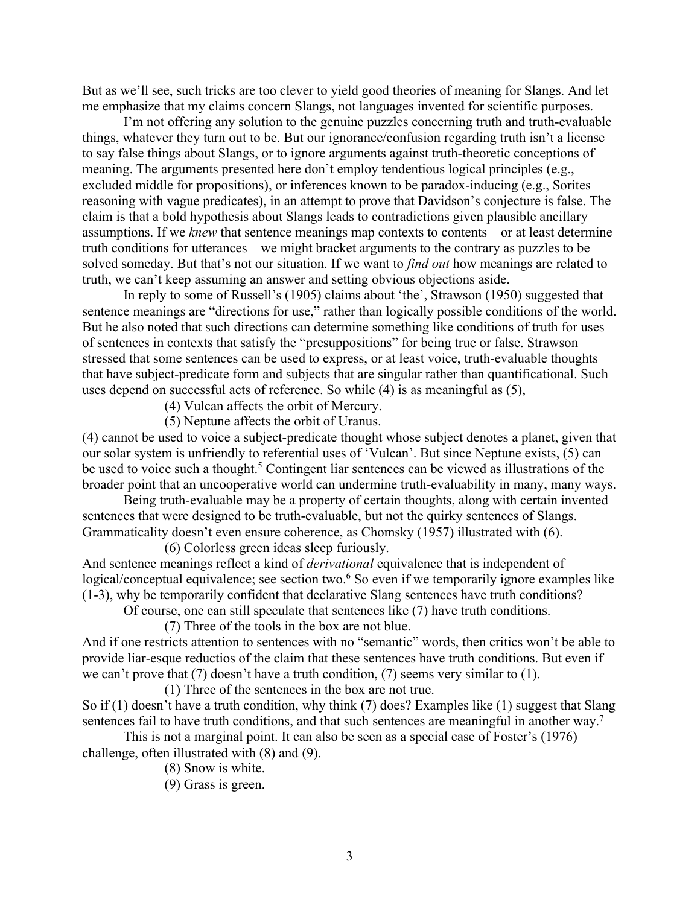But as we'll see, such tricks are too clever to yield good theories of meaning for Slangs. And let me emphasize that my claims concern Slangs, not languages invented for scientific purposes.

I'm not offering any solution to the genuine puzzles concerning truth and truth-evaluable things, whatever they turn out to be. But our ignorance/confusion regarding truth isn't a license to say false things about Slangs, or to ignore arguments against truth-theoretic conceptions of meaning. The arguments presented here don't employ tendentious logical principles (e.g., excluded middle for propositions), or inferences known to be paradox-inducing (e.g., Sorites reasoning with vague predicates), in an attempt to prove that Davidson's conjecture is false. The claim is that a bold hypothesis about Slangs leads to contradictions given plausible ancillary assumptions. If we *knew* that sentence meanings map contexts to contents—or at least determine truth conditions for utterances—we might bracket arguments to the contrary as puzzles to be solved someday. But that's not our situation. If we want to *find out* how meanings are related to truth, we can't keep assuming an answer and setting obvious objections aside.

In reply to some of Russell's (1905) claims about 'the', Strawson (1950) suggested that sentence meanings are "directions for use," rather than logically possible conditions of the world. But he also noted that such directions can determine something like conditions of truth for uses of sentences in contexts that satisfy the "presuppositions" for being true or false. Strawson stressed that some sentences can be used to express, or at least voice, truth-evaluable thoughts that have subject-predicate form and subjects that are singular rather than quantificational. Such uses depend on successful acts of reference. So while (4) is as meaningful as (5),

(4) Vulcan affects the orbit of Mercury.

(5) Neptune affects the orbit of Uranus.

(4) cannot be used to voice a subject-predicate thought whose subject denotes a planet, given that our solar system is unfriendly to referential uses of 'Vulcan'. But since Neptune exists, (5) can be used to voice such a thought.[5] Contingent liar sentences can be viewed as illustrations of the broader point that an uncooperative world can undermine truth-evaluability in many, many ways.

Being truth-evaluable may be a property of certain thoughts, along with certain invented sentences that were designed to be truth-evaluable, but not the quirky sentences of Slangs. Grammaticality doesn't even ensure coherence, as Chomsky (1957) illustrated with (6).

(6) Colorless green ideas sleep furiously.

And sentence meanings reflect a kind of *derivational* equivalence that is independent of logical/conceptual equivalence; see section two.[6] So even if we temporarily ignore examples like (1-3), why be temporarily confident that declarative Slang sentences have truth conditions?

Of course, one can still speculate that sentences like (7) have truth conditions.

(7) Three of the tools in the box are not blue.

And if one restricts attention to sentences with no "semantic" words, then critics won't be able to provide liar-esque reductios of the claim that these sentences have truth conditions. But even if we can't prove that (7) doesn't have a truth condition, (7) seems very similar to (1).

(1) Three of the sentences in the box are not true.

So if (1) doesn't have a truth condition, why think (7) does? Examples like (1) suggest that Slang sentences fail to have truth conditions, and that such sentences are meaningful in another way.[7]

This is not a marginal point. It can also be seen as a special case of Foster's (1976) challenge, often illustrated with (8) and (9).

(8) Snow is white.

(9) Grass is green.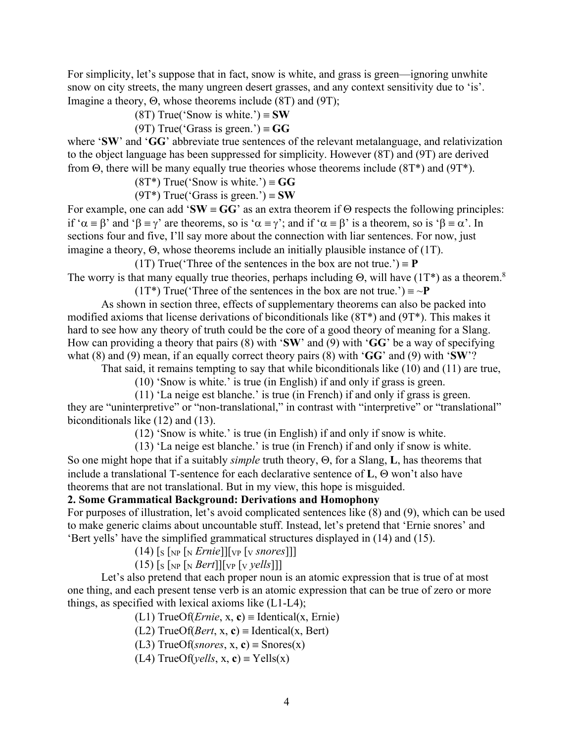For simplicity, let's suppose that in fact, snow is white, and grass is green—ignoring unwhite snow on city streets, the many ungreen desert grasses, and any context sensitivity due to 'is'. Imagine a theory, Θ, whose theorems include (8T) and (9T);

(8T) True('Snow is white.') ≡ **SW**

(9T) True('Grass is green.') ≡ **GG**

where '**SW**' and '**GG**' abbreviate true sentences of the relevant metalanguage, and relativization to the object language has been suppressed for simplicity. However (8T) and (9T) are derived from Θ, there will be many equally true theories whose theorems include (8T*) and (9T*).

(8T*) True('Snow is white.') ≡ **GG**

(9T*) True('Grass is green.') ≡ **SW**

For example, one can add '**SW** ≡ **GG**' as an extra theorem if Θ respects the following principles: if 'α ≡ β' and 'β ≡ γ' are theorems, so is 'α ≡ γ'; and if 'α ≡ β' is a theorem, so is 'β ≡ α'. In sections four and five, I'll say more about the connection with liar sentences. For now, just imagine a theory, Θ, whose theorems include an initially plausible instance of (1T).

(1T) True('Three of the sentences in the box are not true.') ≡ **P**

The worry is that many equally true theories, perhaps including Θ, will have (1T*) as a theorem.[8]

(1T*) True('Three of the sentences in the box are not true.') ≡ ~**P**

As shown in section three, effects of supplementary theorems can also be packed into modified axioms that license derivations of biconditionals like (8T*) and (9T*). This makes it hard to see how any theory of truth could be the core of a good theory of meaning for a Slang. How can providing a theory that pairs (8) with '**SW**' and (9) with '**GG**' be a way of specifying what (8) and (9) mean, if an equally correct theory pairs (8) with '**GG**' and (9) with '**SW**'?

That said, it remains tempting to say that while biconditionals like (10) and (11) are true,

(10) 'Snow is white.' is true (in English) if and only if grass is green.

(11) 'La neige est blanche.' is true (in French) if and only if grass is green.

they are "uninterpretive" or "non-translational," in contrast with "interpretive" or "translational" biconditionals like (12) and (13).

(12) 'Snow is white.' is true (in English) if and only if snow is white.

(13) 'La neige est blanche.' is true (in French) if and only if snow is white.

So one might hope that if a suitably *simple* truth theory, Θ, for a Slang, **L**, has theorems that include a translational T-sentence for each declarative sentence of **L**, Θ won't also have theorems that are not translational. But in my view, this hope is misguided.

## 2. Some Grammatical Background: Derivations and Homophony

For purposes of illustration, let's avoid complicated sentences like (8) and (9), which can be used to make generic claims about uncountable stuff. Instead, let's pretend that 'Ernie snores' and 'Bert yells' have the simplified grammatical structures displayed in (14) and (15).

(14) $[_{S}\ [_{NP}\ [_{N}\ \textit{Ernie}]][_{VP}\ [_{V}\ \textit{snores}]]]$

(15) $[_{S}\ [_{NP}\ [_{N}\ \textit{Bert}]][_{VP}\ [_{V}\ \textit{yells}]]]$

Let's also pretend that each proper noun is an atomic expression that is true of at most one thing, and each present tense verb is an atomic expression that can be true of zero or more things, as specified with lexical axioms like (L1-L4);

(L1) TrueOf(*Ernie*, x, **c**) ≡ Identical(x, Ernie)

(L2) TrueOf(*Bert*, x, **c**) ≡ Identical(x, Bert)

(L3) TrueOf(*snores*, x, **c**) ≡ Snores(x)

(L4) TrueOf(*yells*, x, **c**) ≡ Yells(x)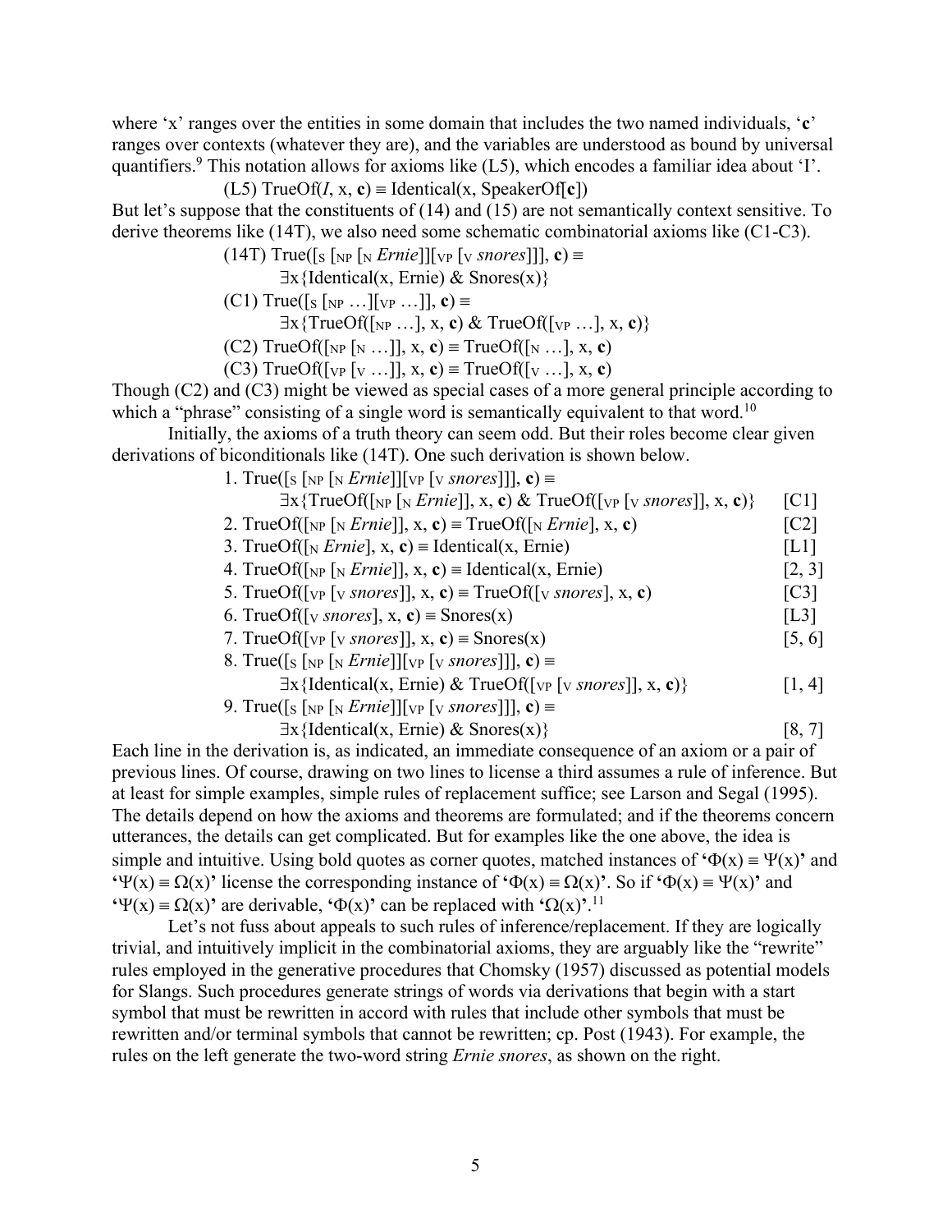where 'x' ranges over the entities in some domain that includes the two named individuals, '**c**' ranges over contexts (whatever they are), and the variables are understood as bound by universal quantifiers.[9] This notation allows for axioms like (L5), which encodes a familiar idea about 'I'.

(L5) TrueOf(*I*, x, **c**) ≡ Identical(x, SpeakerOf[**c**])

But let's suppose that the constituents of (14) and (15) are not semantically context sensitive. To derive theorems like (14T), we also need some schematic combinatorial axioms like (C1-C3).

(14T) True([$_S$ [$_{NP}$ [$_N$ *Ernie*]][$_{VP}$ [$_V$ *snores*]]], **c**) ≡
∃x{Identical(x, Ernie) & Snores(x)}

(C1) True([$_S$ [$_{NP}$ …][$_{VP}$ …]], **c**) ≡
∃x{TrueOf([$_{NP}$ …], x, **c**) & TrueOf([$_{VP}$ …], x, **c**)}

(C2) TrueOf([$_{NP}$ [$_N$ …]], x, **c**) ≡ TrueOf([$_N$ …], x, **c**)

(C3) TrueOf([$_{VP}$ [$_V$ …]], x, **c**) ≡ TrueOf([$_V$ …], x, **c**)

Though (C2) and (C3) might be viewed as special cases of a more general principle according to which a "phrase" consisting of a single word is semantically equivalent to that word.[10]

Initially, the axioms of a truth theory can seem odd. But their roles become clear given derivations of biconditionals like (14T). One such derivation is shown below.

1. True([$_S$ [$_{NP}$ [$_N$ *Ernie*]][$_{VP}$ [$_V$ *snores*]]], **c**) ≡
∃x{TrueOf([$_{NP}$ [$_N$ *Ernie*]], x, **c**) & TrueOf([$_{VP}$ [$_V$ *snores*]], x, **c**)} [C1]
2. TrueOf([$_{NP}$ [$_N$ *Ernie*]], x, **c**) ≡ TrueOf([$_N$ *Ernie*], x, **c**) [C2]
3. TrueOf([$_N$ *Ernie*], x, **c**) ≡ Identical(x, Ernie) [L1]
4. TrueOf([$_{NP}$ [$_N$ *Ernie*]], x, **c**) ≡ Identical(x, Ernie) [2, 3]
5. TrueOf([$_{VP}$ [$_V$ *snores*]], x, **c**) ≡ TrueOf([$_V$ *snores*], x, **c**) [C3]
6. TrueOf([$_V$ *snores*], x, **c**) ≡ Snores(x) [L3]
7. TrueOf([$_{VP}$ [$_V$ *snores*]], x, **c**) ≡ Snores(x) [5, 6]
8. True([$_S$ [$_{NP}$ [$_N$ *Ernie*]][$_{VP}$ [$_V$ *snores*]]], **c**) ≡
∃x{Identical(x, Ernie) & TrueOf([$_{VP}$ [$_V$ *snores*]], x, **c**)} [1, 4]
9. True([$_S$ [$_{NP}$ [$_N$ *Ernie*]][$_{VP}$ [$_V$ *snores*]]], **c**) ≡
∃x{Identical(x, Ernie) & Snores(x)} [8, 7]

Each line in the derivation is, as indicated, an immediate consequence of an axiom or a pair of previous lines. Of course, drawing on two lines to license a third assumes a rule of inference. But at least for simple examples, simple rules of replacement suffice; see Larson and Segal (1995). The details depend on how the axioms and theorems are formulated; and if the theorems concern utterances, the details can get complicated. But for examples like the one above, the idea is simple and intuitive. Using bold quotes as corner quotes, matched instances of **'**$\Phi(x) \equiv \Psi(x)$**'** and **'**$\Psi(x) \equiv \Omega(x)$**'** license the corresponding instance of **'**$\Phi(x) \equiv \Omega(x)$**'**. So if **'**$\Phi(x) \equiv \Psi(x)$**'** and **'**$\Psi(x) \equiv \Omega(x)$**'** are derivable, **'**$\Phi(x)$**'** can be replaced with **'**$\Omega(x)$**'**.[11]

Let's not fuss about appeals to such rules of inference/replacement. If they are logically trivial, and intuitively implicit in the combinatorial axioms, they are arguably like the "rewrite" rules employed in the generative procedures that Chomsky (1957) discussed as potential models for Slangs. Such procedures generate strings of words via derivations that begin with a start symbol that must be rewritten in accord with rules that include other symbols that must be rewritten and/or terminal symbols that cannot be rewritten; cp. Post (1943). For example, the rules on the left generate the two-word string *Ernie snores*, as shown on the right.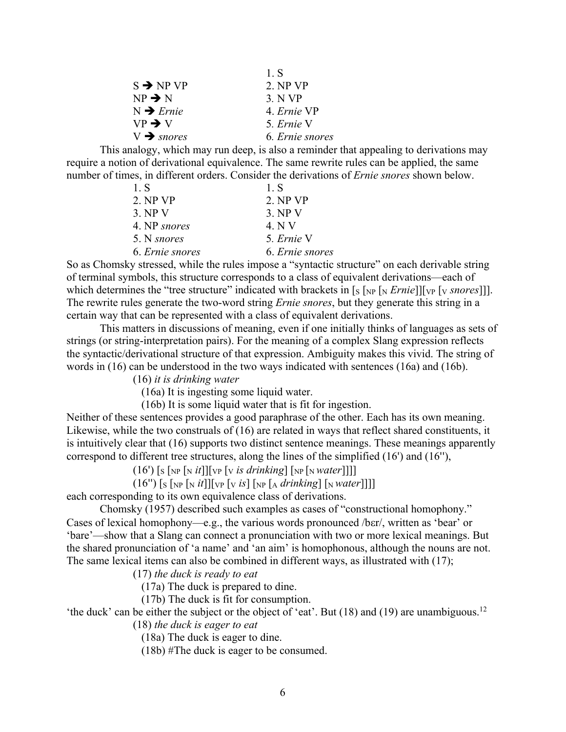| | 1. S |
|---|---|
| S ➔ NP VP | 2. NP VP |
| NP ➔ N | 3. N VP |
| N ➔ *Ernie* | 4. *Ernie* VP |
| VP ➔ V | 5. *Ernie* V |
| V ➔ *snores* | 6. *Ernie snores* |

This analogy, which may run deep, is also a reminder that appealing to derivations may require a notion of derivational equivalence. The same rewrite rules can be applied, the same number of times, in different orders. Consider the derivations of *Ernie snores* shown below.

| | |
|---|---|
| 1. S | 1. S |
| 2. NP VP | 2. NP VP |
| 3. NP V | 3. NP V |
| 4. NP *snores* | 4. N V |
| 5. N *snores* | 5. *Ernie* V |
| 6. *Ernie snores* | 6. *Ernie snores* |

So as Chomsky stressed, while the rules impose a "syntactic structure" on each derivable string of terminal symbols, this structure corresponds to a class of equivalent derivations—each of which determines the "tree structure" indicated with brackets in [$_{S}$ [$_{NP}$ [$_{N}$ *Ernie*]][$_{VP}$ [$_{V}$ *snores*]]]. The rewrite rules generate the two-word string *Ernie snores*, but they generate this string in a certain way that can be represented with a class of equivalent derivations.

This matters in discussions of meaning, even if one initially thinks of languages as sets of strings (or string-interpretation pairs). For the meaning of a complex Slang expression reflects the syntactic/derivational structure of that expression. Ambiguity makes this vivid. The string of words in (16) can be understood in the two ways indicated with sentences (16a) and (16b).

(16) *it is drinking water*

(16a) It is ingesting some liquid water.

(16b) It is some liquid water that is fit for ingestion.

Neither of these sentences provides a good paraphrase of the other. Each has its own meaning. Likewise, while the two construals of (16) are related in ways that reflect shared constituents, it is intuitively clear that (16) supports two distinct sentence meanings. These meanings apparently correspond to different tree structures, along the lines of the simplified (16') and (16''),

(16') [$_{S}$ [$_{NP}$ [$_{N}$ *it*]][$_{VP}$ [$_{V}$ *is drinking*] [$_{NP}$ [$_{N}$ *water*]]]]

(16'') [$_{S}$ [$_{NP}$ [$_{N}$ *it*]][$_{VP}$ [$_{V}$ *is*] [$_{NP}$ [$_{A}$ *drinking*] [$_{N}$ *water*]]]]

each corresponding to its own equivalence class of derivations.

Chomsky (1957) described such examples as cases of "constructional homophony." Cases of lexical homophony—e.g., the various words pronounced /bɛr/, written as 'bear' or 'bare'—show that a Slang can connect a pronunciation with two or more lexical meanings. But the shared pronunciation of 'a name' and 'an aim' is homophonous, although the nouns are not. The same lexical items can also be combined in different ways, as illustrated with (17);

(17) *the duck is ready to eat*

(17a) The duck is prepared to dine.

(17b) The duck is fit for consumption.

'the duck' can be either the subject or the object of 'eat'. But (18) and (19) are unambiguous.[12]

(18) *the duck is eager to eat*

(18a) The duck is eager to dine.

(18b) #The duck is eager to be consumed.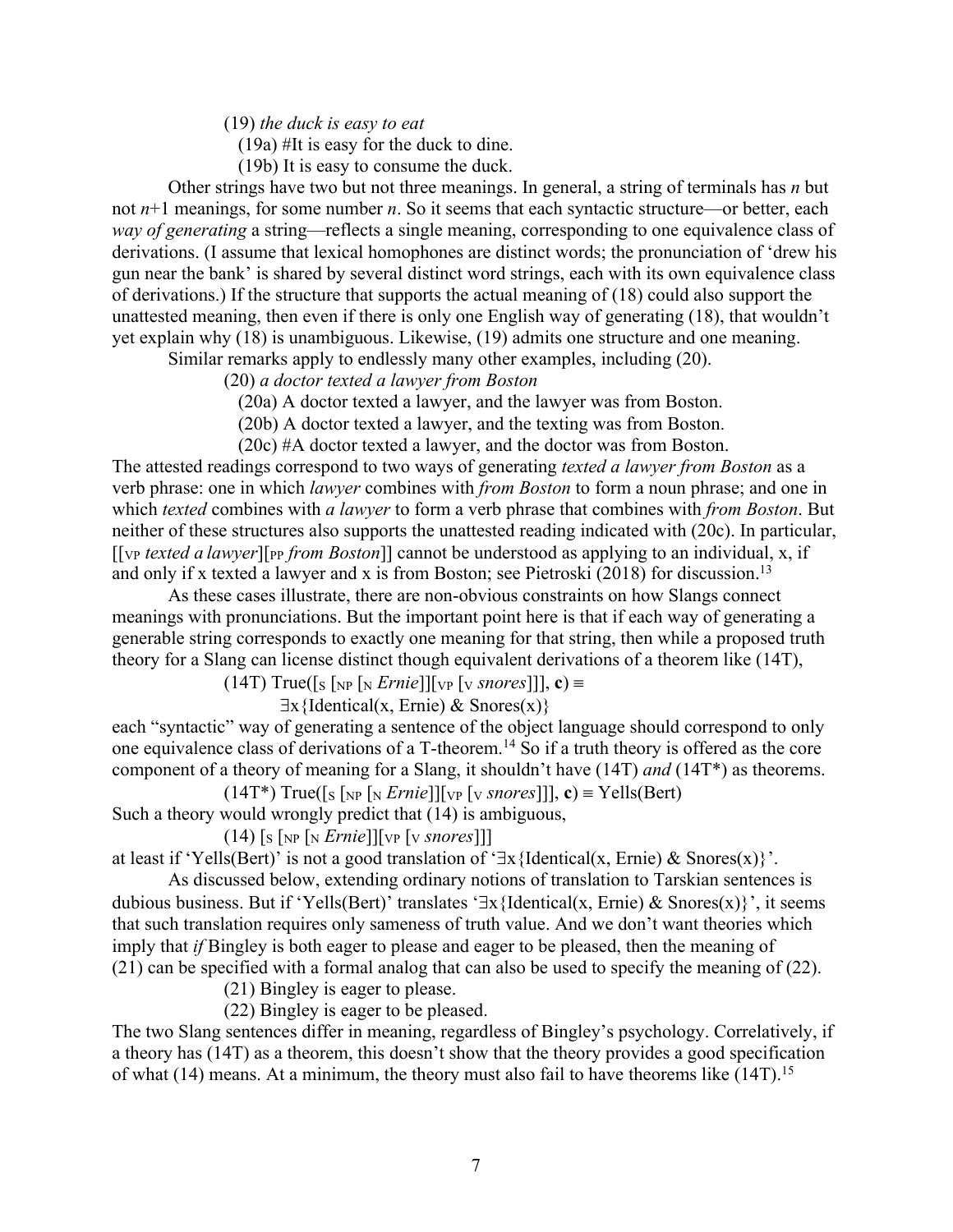(19) *the duck is easy to eat*

(19a) #It is easy for the duck to dine.

(19b) It is easy to consume the duck.

Other strings have two but not three meanings. In general, a string of terminals has *n* but not *n*+1 meanings, for some number *n*. So it seems that each syntactic structure—or better, each *way of generating* a string—reflects a single meaning, corresponding to one equivalence class of derivations. (I assume that lexical homophones are distinct words; the pronunciation of 'drew his gun near the bank' is shared by several distinct word strings, each with its own equivalence class of derivations.) If the structure that supports the actual meaning of (18) could also support the unattested meaning, then even if there is only one English way of generating (18), that wouldn't yet explain why (18) is unambiguous. Likewise, (19) admits one structure and one meaning.

Similar remarks apply to endlessly many other examples, including (20).

(20) *a doctor texted a lawyer from Boston*

(20a) A doctor texted a lawyer, and the lawyer was from Boston.

(20b) A doctor texted a lawyer, and the texting was from Boston.

(20c) #A doctor texted a lawyer, and the doctor was from Boston.

The attested readings correspond to two ways of generating *texted a lawyer from Boston* as a verb phrase: one in which *lawyer* combines with *from Boston* to form a noun phrase; and one in which *texted* combines with *a lawyer* to form a verb phrase that combines with *from Boston*. But neither of these structures also supports the unattested reading indicated with (20c). In particular, $[[_{VP}$ *texted a lawyer*$][_{PP}$ *from Boston*$]]$ cannot be understood as applying to an individual, x, if and only if x texted a lawyer and x is from Boston; see Pietroski (2018) for discussion.[13]

As these cases illustrate, there are non-obvious constraints on how Slangs connect meanings with pronunciations. But the important point here is that if each way of generating a generable string corresponds to exactly one meaning for that string, then while a proposed truth theory for a Slang can license distinct though equivalent derivations of a theorem like (14T),

(14T) $\text{True}([_S\, [_{NP}\, [_N\, \textit{Ernie}]][_{VP}\, [_V\, \textit{snores}]]], \mathbf{c}) \equiv$
$\exists x\{\text{Identical}(x, \text{Ernie}) \;\&\; \text{Snores}(x)\}$

each "syntactic" way of generating a sentence of the object language should correspond to only one equivalence class of derivations of a T-theorem.[14] So if a truth theory is offered as the core component of a theory of meaning for a Slang, it shouldn't have (14T) *and* (14T*) as theorems.

(14T*) $\text{True}([_S\, [_{NP}\, [_N\, \textit{Ernie}]][_{VP}\, [_V\, \textit{snores}]]], \mathbf{c}) \equiv \text{Yells}(\text{Bert})$

Such a theory would wrongly predict that (14) is ambiguous,

(14) $[_S\, [_{NP}\, [_N\, \textit{Ernie}]][_{VP}\, [_V\, \textit{snores}]]]$

at least if 'Yells(Bert)' is not a good translation of '$\exists x\{\text{Identical}(x, \text{Ernie}) \;\&\; \text{Snores}(x)\}$'.

As discussed below, extending ordinary notions of translation to Tarskian sentences is dubious business. But if 'Yells(Bert)' translates '$\exists x\{\text{Identical}(x, \text{Ernie}) \;\&\; \text{Snores}(x)\}$', it seems that such translation requires only sameness of truth value. And we don't want theories which imply that *if* Bingley is both eager to please and eager to be pleased, then the meaning of (21) can be specified with a formal analog that can also be used to specify the meaning of (22).

(21) Bingley is eager to please.

(22) Bingley is eager to be pleased.

The two Slang sentences differ in meaning, regardless of Bingley's psychology. Correlatively, if a theory has (14T) as a theorem, this doesn't show that the theory provides a good specification of what (14) means. At a minimum, the theory must also fail to have theorems like (14T).[15]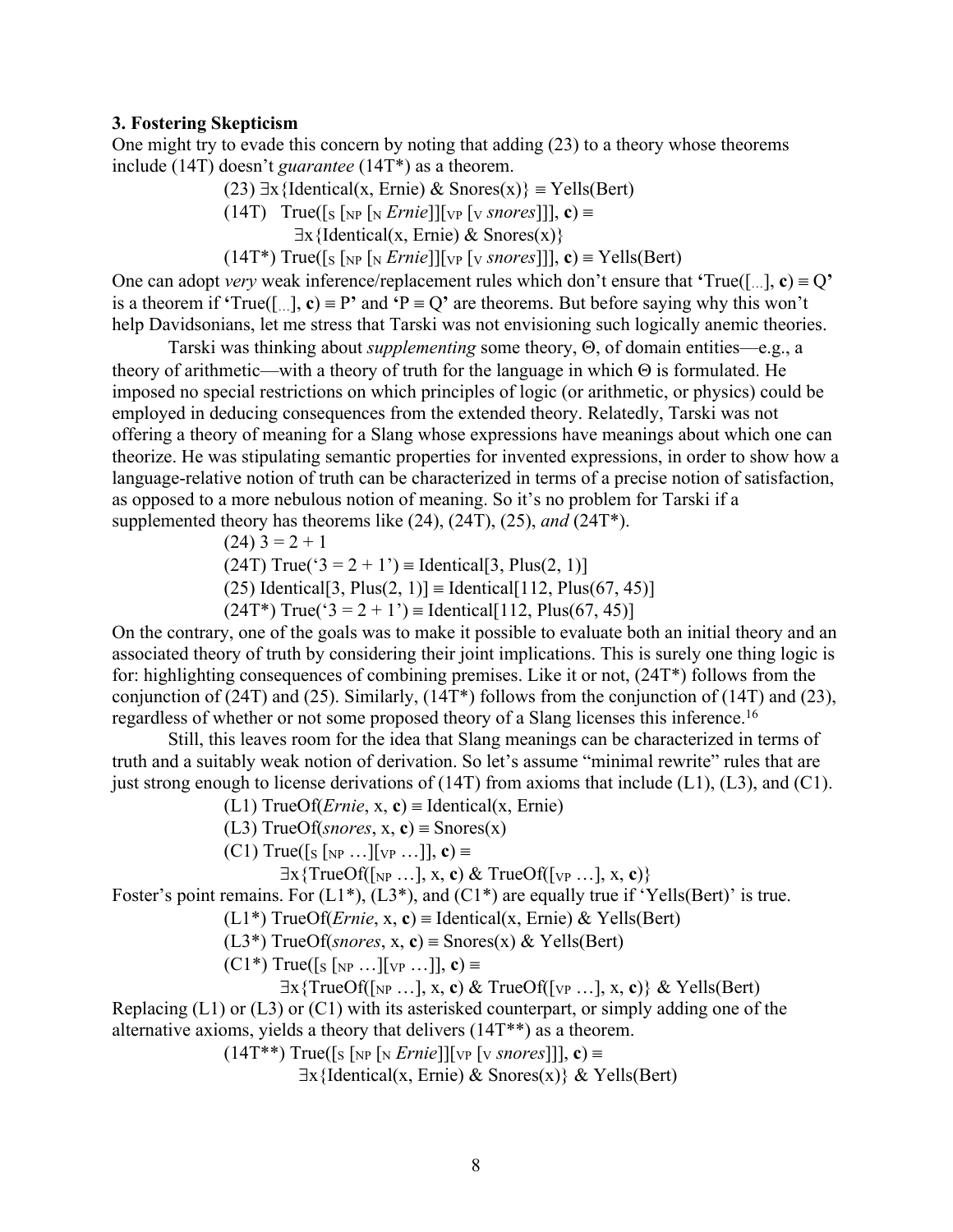### 3. Fostering Skepticism

One might try to evade this concern by noting that adding (23) to a theory whose theorems include (14T) doesn't *guarantee* (14T*) as a theorem.

(23) ∃x{Identical(x, Ernie) & Snores(x)} ≡ Yells(Bert)

(14T) True([$_S$ [$_{NP}$ [$_N$ *Ernie*]][$_{VP}$ [$_V$ *snores*]]], **c**) ≡
∃x{Identical(x, Ernie) & Snores(x)}

(14T*) True([$_S$ [$_{NP}$ [$_N$ *Ernie*]][$_{VP}$ [$_V$ *snores*]]], **c**) ≡ Yells(Bert)

One can adopt *very* weak inference/replacement rules which don't ensure that 'True([...], **c**) ≡ Q' is a theorem if 'True([...], **c**) ≡ P' and 'P ≡ Q' are theorems. But before saying why this won't help Davidsonians, let me stress that Tarski was not envisioning such logically anemic theories.

Tarski was thinking about *supplementing* some theory, Θ, of domain entities—e.g., a theory of arithmetic—with a theory of truth for the language in which Θ is formulated. He imposed no special restrictions on which principles of logic (or arithmetic, or physics) could be employed in deducing consequences from the extended theory. Relatedly, Tarski was not offering a theory of meaning for a Slang whose expressions have meanings about which one can theorize. He was stipulating semantic properties for invented expressions, in order to show how a language-relative notion of truth can be characterized in terms of a precise notion of satisfaction, as opposed to a more nebulous notion of meaning. So it's no problem for Tarski if a supplemented theory has theorems like (24), (24T), (25), *and* (24T*).

(24) 3 = 2 + 1

(24T) True('3 = 2 + 1') ≡ Identical[3, Plus(2, 1)]

(25) Identical[3, Plus(2, 1)] ≡ Identical[112, Plus(67, 45)]

(24T*) True('3 = 2 + 1') ≡ Identical[112, Plus(67, 45)]

On the contrary, one of the goals was to make it possible to evaluate both an initial theory and an associated theory of truth by considering their joint implications. This is surely one thing logic is for: highlighting consequences of combining premises. Like it or not, (24T*) follows from the conjunction of (24T) and (25). Similarly, (14T*) follows from the conjunction of (14T) and (23), regardless of whether or not some proposed theory of a Slang licenses this inference.[16]

Still, this leaves room for the idea that Slang meanings can be characterized in terms of truth and a suitably weak notion of derivation. So let's assume "minimal rewrite" rules that are just strong enough to license derivations of (14T) from axioms that include (L1), (L3), and (C1).

(L1) TrueOf(*Ernie*, x, **c**) ≡ Identical(x, Ernie)

(L3) TrueOf(*snores*, x, **c**) ≡ Snores(x)

(C1) True([$_S$ [$_{NP}$ …][$_{VP}$ …]], **c**) ≡
∃x{TrueOf([$_{NP}$ …], x, **c**) & TrueOf([$_{VP}$ …], x, **c**)}

Foster's point remains. For (L1*), (L3*), and (C1*) are equally true if 'Yells(Bert)' is true.

(L1*) TrueOf(*Ernie*, x, **c**) ≡ Identical(x, Ernie) & Yells(Bert)

(L3*) TrueOf(*snores*, x, **c**) ≡ Snores(x) & Yells(Bert)

(C1*) True([$_S$ [$_{NP}$ …][$_{VP}$ …]], **c**) ≡
∃x{TrueOf([$_{NP}$ …], x, **c**) & TrueOf([$_{VP}$ …], x, **c**)} & Yells(Bert)

Replacing (L1) or (L3) or (C1) with its asterisked counterpart, or simply adding one of the alternative axioms, yields a theory that delivers (14T**) as a theorem.

(14T**) True([$_S$ [$_{NP}$ [$_N$ *Ernie*]][$_{VP}$ [$_V$ *snores*]]], **c**) ≡
∃x{Identical(x, Ernie) & Snores(x)} & Yells(Bert)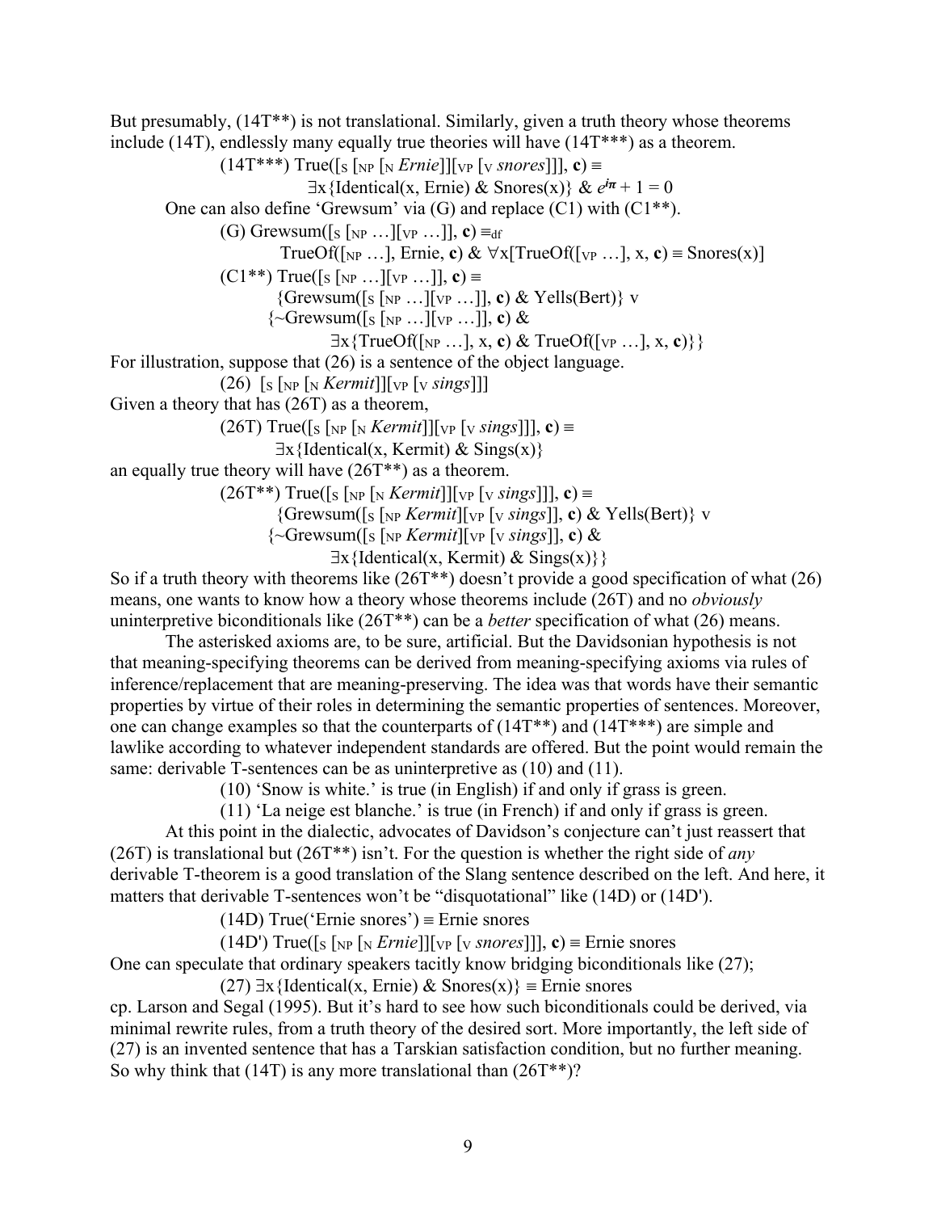But presumably, (14T**) is not translational. Similarly, given a truth theory whose theorems include (14T), endlessly many equally true theories will have (14T***) as a theorem.

(14T***) True([S [NP [N *Ernie*]][VP [V *snores*]]], **c**) ≡
∃x{Identical(x, Ernie) & Snores(x)} & $e^{i\pi} + 1 = 0$

One can also define 'Grewsum' via (G) and replace (C1) with (C1**).

(G) Grewsum([S [NP …][VP …]], **c**) ≡df
TrueOf([NP …], Ernie, **c**) & ∀x[TrueOf([VP …], x, **c**) ≡ Snores(x)]

(C1**) True([S [NP …][VP …]], **c**) ≡
{Grewsum([S [NP …][VP …]], **c**) & Yells(Bert)} v
{~Grewsum([S [NP …][VP …]], **c**) &
∃x{TrueOf([NP …], x, **c**) & TrueOf([VP …], x, **c**)}}

For illustration, suppose that (26) is a sentence of the object language.

(26) [S [NP [N *Kermit*]][VP [V *sings*]]]

Given a theory that has (26T) as a theorem,

(26T) True([S [NP [N *Kermit*]][VP [V *sings*]]], **c**) ≡
∃x{Identical(x, Kermit) & Sings(x)}

an equally true theory will have (26T**) as a theorem.

(26T**) True([S [NP [N *Kermit*]][VP [V *sings*]]], **c**) ≡
{Grewsum([S [NP *Kermit*][VP [V *sings*]], **c**) & Yells(Bert)} v
{~Grewsum([S [NP *Kermit*][VP [V *sings*]], **c**) &
∃x{Identical(x, Kermit) & Sings(x)}}

So if a truth theory with theorems like (26T**) doesn't provide a good specification of what (26) means, one wants to know how a theory whose theorems include (26T) and no *obviously* uninterpretive biconditionals like (26T**) can be a *better* specification of what (26) means.

The asterisked axioms are, to be sure, artificial. But the Davidsonian hypothesis is not that meaning-specifying theorems can be derived from meaning-specifying axioms via rules of inference/replacement that are meaning-preserving. The idea was that words have their semantic properties by virtue of their roles in determining the semantic properties of sentences. Moreover, one can change examples so that the counterparts of (14T**) and (14T***) are simple and lawlike according to whatever independent standards are offered. But the point would remain the same: derivable T-sentences can be as uninterpretive as (10) and (11).

(10) 'Snow is white.' is true (in English) if and only if grass is green.

(11) 'La neige est blanche.' is true (in French) if and only if grass is green.

At this point in the dialectic, advocates of Davidson's conjecture can't just reassert that (26T) is translational but (26T**) isn't. For the question is whether the right side of *any* derivable T-theorem is a good translation of the Slang sentence described on the left. And here, it matters that derivable T-sentences won't be "disquotational" like (14D) or (14D').

(14D) True('Ernie snores') ≡ Ernie snores

(14D') True([S [NP [N *Ernie*]][VP [V *snores*]]], **c**) ≡ Ernie snores

One can speculate that ordinary speakers tacitly know bridging biconditionals like (27);

(27) ∃x{Identical(x, Ernie) & Snores(x)} ≡ Ernie snores

cp. Larson and Segal (1995). But it's hard to see how such biconditionals could be derived, via minimal rewrite rules, from a truth theory of the desired sort. More importantly, the left side of (27) is an invented sentence that has a Tarskian satisfaction condition, but no further meaning. So why think that (14T) is any more translational than (26T**)?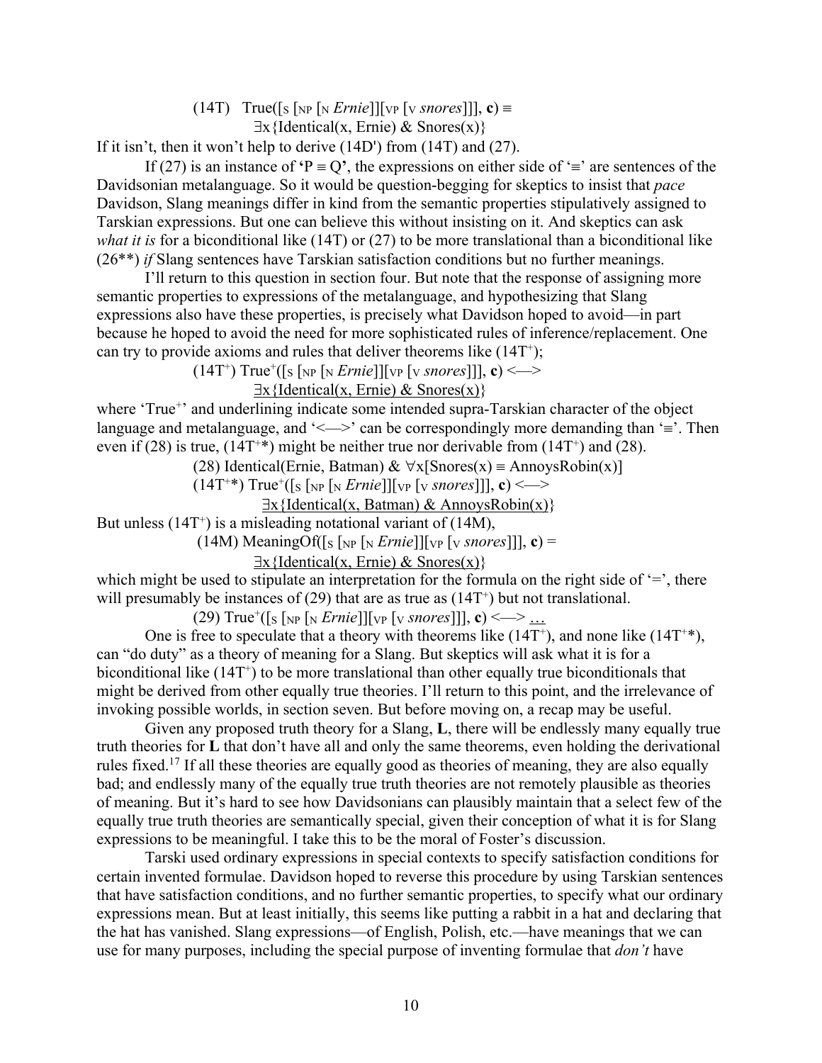(14T) True([S [NP [N *Ernie*]][VP [V *snores*]]], **c**) ≡
∃x{Identical(x, Ernie) & Snores(x)}

If it isn't, then it won't help to derive (14D') from (14T) and (27).

If (27) is an instance of **'**P ≡ Q**'**, the expressions on either side of '≡' are sentences of the Davidsonian metalanguage. So it would be question-begging for skeptics to insist that *pace* Davidson, Slang meanings differ in kind from the semantic properties stipulatively assigned to Tarskian expressions. But one can believe this without insisting on it. And skeptics can ask *what it is* for a biconditional like (14T) or (27) to be more translational than a biconditional like (26**) *if* Slang sentences have Tarskian satisfaction conditions but no further meanings.

I'll return to this question in section four. But note that the response of assigning more semantic properties to expressions of the metalanguage, and hypothesizing that Slang expressions also have these properties, is precisely what Davidson hoped to avoid—in part because he hoped to avoid the need for more sophisticated rules of inference/replacement. One can try to provide axioms and rules that deliver theorems like ($14T^+$);

($14T^+$) $True^+$([S [NP [N *Ernie*]][VP [V *snores*]]], **c**) <—>
<u>∃x{Identical(x, Ernie) & Snores(x)}</u>

where '$True^+$' and underlining indicate some intended supra-Tarskian character of the object language and metalanguage, and '<—>' can be correspondingly more demanding than '≡'. Then even if (28) is true, ($14T^{+*}$) might be neither true nor derivable from ($14T^+$) and (28).

(28) Identical(Ernie, Batman) & ∀x[Snores(x) ≡ AnnoysRobin(x)]

($14T^{+*}$) $True^+$([S [NP [N *Ernie*]][VP [V *snores*]]], **c**) <—>
<u>∃x{Identical(x, Batman) & AnnoysRobin(x)}</u>

But unless ($14T^+$) is a misleading notational variant of (14M),

(14M) MeaningOf([S [NP [N *Ernie*]][VP [V *snores*]]], **c**) =
<u>∃x{Identical(x, Ernie) & Snores(x)}</u>

which might be used to stipulate an interpretation for the formula on the right side of '=', there will presumably be instances of (29) that are as true as ($14T^+$) but not translational.

(29) $True^+$([S [NP [N *Ernie*]][VP [V *snores*]]], **c**) <—> <u>…</u>

One is free to speculate that a theory with theorems like ($14T^+$), and none like ($14T^{+*}$), can "do duty" as a theory of meaning for a Slang. But skeptics will ask what it is for a biconditional like ($14T^+$) to be more translational than other equally true biconditionals that might be derived from other equally true theories. I'll return to this point, and the irrelevance of invoking possible worlds, in section seven. But before moving on, a recap may be useful.

Given any proposed truth theory for a Slang, **L**, there will be endlessly many equally true truth theories for **L** that don't have all and only the same theorems, even holding the derivational rules fixed.[17] If all these theories are equally good as theories of meaning, they are also equally bad; and endlessly many of the equally true truth theories are not remotely plausible as theories of meaning. But it's hard to see how Davidsonians can plausibly maintain that a select few of the equally true truth theories are semantically special, given their conception of what it is for Slang expressions to be meaningful. I take this to be the moral of Foster's discussion.

Tarski used ordinary expressions in special contexts to specify satisfaction conditions for certain invented formulae. Davidson hoped to reverse this procedure by using Tarskian sentences that have satisfaction conditions, and no further semantic properties, to specify what our ordinary expressions mean. But at least initially, this seems like putting a rabbit in a hat and declaring that the hat has vanished. Slang expressions—of English, Polish, etc.—have meanings that we can use for many purposes, including the special purpose of inventing formulae that *don't* have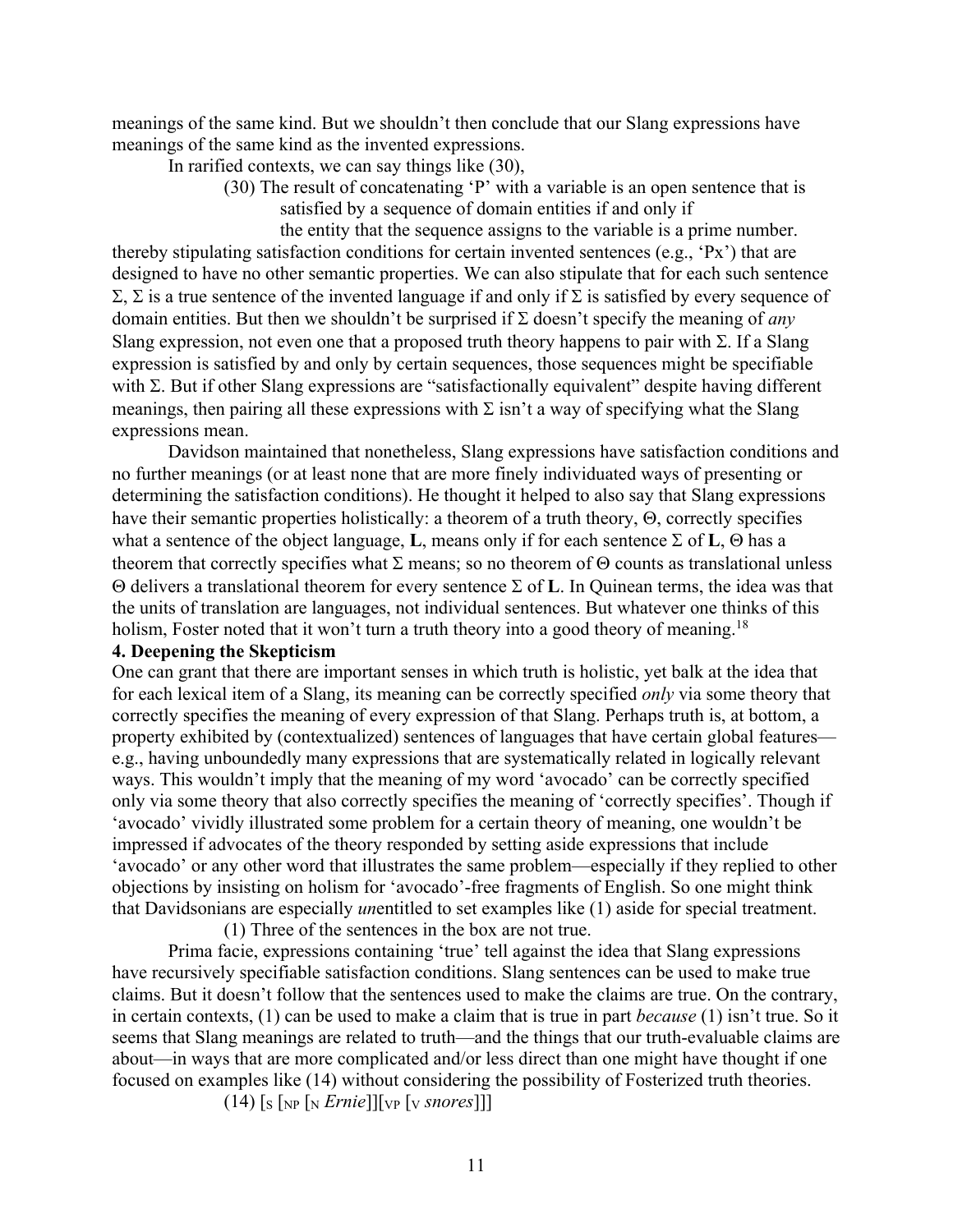meanings of the same kind. But we shouldn't then conclude that our Slang expressions have meanings of the same kind as the invented expressions.

In rarified contexts, we can say things like (30),

> (30) The result of concatenating 'P' with a variable is an open sentence that is satisfied by a sequence of domain entities if and only if the entity that the sequence assigns to the variable is a prime number.

thereby stipulating satisfaction conditions for certain invented sentences (e.g., 'Px') that are designed to have no other semantic properties. We can also stipulate that for each such sentence $\Sigma$, $\Sigma$ is a true sentence of the invented language if and only if $\Sigma$ is satisfied by every sequence of domain entities. But then we shouldn't be surprised if $\Sigma$ doesn't specify the meaning of *any* Slang expression, not even one that a proposed truth theory happens to pair with $\Sigma$. If a Slang expression is satisfied by and only by certain sequences, those sequences might be specifiable with $\Sigma$. But if other Slang expressions are "satisfactionally equivalent" despite having different meanings, then pairing all these expressions with $\Sigma$ isn't a way of specifying what the Slang expressions mean.

Davidson maintained that nonetheless, Slang expressions have satisfaction conditions and no further meanings (or at least none that are more finely individuated ways of presenting or determining the satisfaction conditions). He thought it helped to also say that Slang expressions have their semantic properties holistically: a theorem of a truth theory, $\Theta$, correctly specifies what a sentence of the object language, **L**, means only if for each sentence $\Sigma$ of **L**, $\Theta$ has a theorem that correctly specifies what $\Sigma$ means; so no theorem of $\Theta$ counts as translational unless $\Theta$ delivers a translational theorem for every sentence $\Sigma$ of **L**. In Quinean terms, the idea was that the units of translation are languages, not individual sentences. But whatever one thinks of this holism, Foster noted that it won't turn a truth theory into a good theory of meaning.[18]

**4. Deepening the Skepticism**

One can grant that there are important senses in which truth is holistic, yet balk at the idea that for each lexical item of a Slang, its meaning can be correctly specified *only* via some theory that correctly specifies the meaning of every expression of that Slang. Perhaps truth is, at bottom, a property exhibited by (contextualized) sentences of languages that have certain global features—e.g., having unboundedly many expressions that are systematically related in logically relevant ways. This wouldn't imply that the meaning of my word 'avocado' can be correctly specified only via some theory that also correctly specifies the meaning of 'correctly specifies'. Though if 'avocado' vividly illustrated some problem for a certain theory of meaning, one wouldn't be impressed if advocates of the theory responded by setting aside expressions that include 'avocado' or any other word that illustrates the same problem—especially if they replied to other objections by insisting on holism for 'avocado'-free fragments of English. So one might think that Davidsonians are especially *un*entitled to set examples like (1) aside for special treatment.

> (1) Three of the sentences in the box are not true.

Prima facie, expressions containing 'true' tell against the idea that Slang expressions have recursively specifiable satisfaction conditions. Slang sentences can be used to make true claims. But it doesn't follow that the sentences used to make the claims are true. On the contrary, in certain contexts, (1) can be used to make a claim that is true in part *because* (1) isn't true. So it seems that Slang meanings are related to truth—and the things that our truth-evaluable claims are about—in ways that are more complicated and/or less direct than one might have thought if one focused on examples like (14) without considering the possibility of Fosterized truth theories.

> (14) $[_S\ [_{NP}\ [_N\ \textit{Ernie}]][_{VP}\ [_V\ \textit{snores}]]]$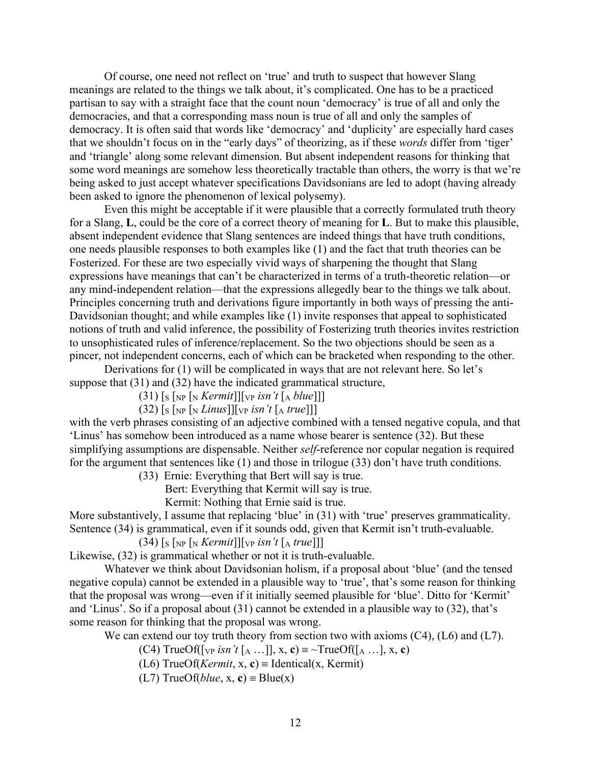Of course, one need not reflect on 'true' and truth to suspect that however Slang meanings are related to the things we talk about, it's complicated. One has to be a practiced partisan to say with a straight face that the count noun 'democracy' is true of all and only the democracies, and that a corresponding mass noun is true of all and only the samples of democracy. It is often said that words like 'democracy' and 'duplicity' are especially hard cases that we shouldn't focus on in the "early days" of theorizing, as if these *words* differ from 'tiger' and 'triangle' along some relevant dimension. But absent independent reasons for thinking that some word meanings are somehow less theoretically tractable than others, the worry is that we're being asked to just accept whatever specifications Davidsonians are led to adopt (having already been asked to ignore the phenomenon of lexical polysemy).

Even this might be acceptable if it were plausible that a correctly formulated truth theory for a Slang, **L**, could be the core of a correct theory of meaning for **L**. But to make this plausible, absent independent evidence that Slang sentences are indeed things that have truth conditions, one needs plausible responses to both examples like (1) and the fact that truth theories can be Fosterized. For these are two especially vivid ways of sharpening the thought that Slang expressions have meanings that can't be characterized in terms of a truth-theoretic relation—or any mind-independent relation—that the expressions allegedly bear to the things we talk about. Principles concerning truth and derivations figure importantly in both ways of pressing the anti-Davidsonian thought; and while examples like (1) invite responses that appeal to sophisticated notions of truth and valid inference, the possibility of Fosterizing truth theories invites restriction to unsophisticated rules of inference/replacement. So the two objections should be seen as a pincer, not independent concerns, each of which can be bracketed when responding to the other.

Derivations for (1) will be complicated in ways that are not relevant here. So let's suppose that (31) and (32) have the indicated grammatical structure,

(31) $[_S\ [_{NP}\ [_N\ \textit{Kermit}]][_{VP}\ \textit{isn't}\ [_A\ \textit{blue}]]]$

(32) $[_S\ [_{NP}\ [_N\ \textit{Linus}]][_{VP}\ \textit{isn't}\ [_A\ \textit{true}]]]$

with the verb phrases consisting of an adjective combined with a tensed negative copula, and that 'Linus' has somehow been introduced as a name whose bearer is sentence (32). But these simplifying assumptions are dispensable. Neither *self*-reference nor copular negation is required for the argument that sentences like (1) and those in trilogue (33) don't have truth conditions.

(33) Ernie: Everything that Bert will say is true.
Bert: Everything that Kermit will say is true.
Kermit: Nothing that Ernie said is true.

More substantively, I assume that replacing 'blue' in (31) with 'true' preserves grammaticality. Sentence (34) is grammatical, even if it sounds odd, given that Kermit isn't truth-evaluable.

(34) $[_S\ [_{NP}\ [_N\ \textit{Kermit}]][_{VP}\ \textit{isn't}\ [_A\ \textit{true}]]]$

Likewise, (32) is grammatical whether or not it is truth-evaluable.

Whatever we think about Davidsonian holism, if a proposal about 'blue' (and the tensed negative copula) cannot be extended in a plausible way to 'true', that's some reason for thinking that the proposal was wrong—even if it initially seemed plausible for 'blue'. Ditto for 'Kermit' and 'Linus'. So if a proposal about (31) cannot be extended in a plausible way to (32), that's some reason for thinking that the proposal was wrong.

We can extend our toy truth theory from section two with axioms (C4), (L6) and (L7).

(C4) $\text{TrueOf}([_{VP}\ \textit{isn't}\ [_A \ldots]], x, \mathbf{c}) \equiv {\sim}\text{TrueOf}([_A \ldots], x, \mathbf{c})$

(L6) $\text{TrueOf}(\textit{Kermit}, x, \mathbf{c}) \equiv \text{Identical}(x, \text{Kermit})$

(L7) $\text{TrueOf}(\textit{blue}, x, \mathbf{c}) \equiv \text{Blue}(x)$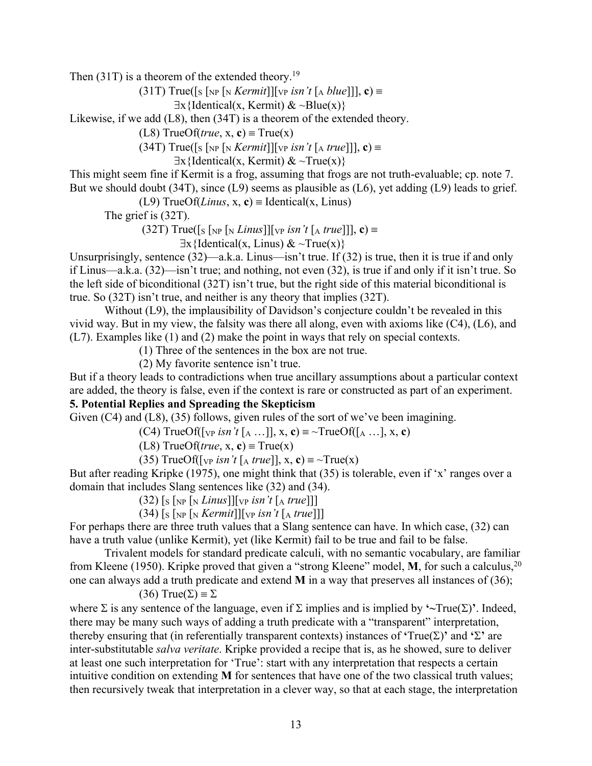Then (31T) is a theorem of the extended theory.[19]

(31T) True([S [NP [N *Kermit*]][VP *isn't* [A *blue*]]], **c**) ≡
∃x{Identical(x, Kermit) & ~Blue(x)}

Likewise, if we add (L8), then (34T) is a theorem of the extended theory.

(L8) TrueOf(*true*, x, **c**) ≡ True(x)

(34T) True([S [NP [N *Kermit*]][VP *isn't* [A *true*]]], **c**) ≡
∃x{Identical(x, Kermit) & ~True(x)}

This might seem fine if Kermit is a frog, assuming that frogs are not truth-evaluable; cp. note 7. But we should doubt (34T), since (L9) seems as plausible as (L6), yet adding (L9) leads to grief.

(L9) TrueOf(*Linus*, x, **c**) ≡ Identical(x, Linus)

The grief is (32T).

(32T) True([S [NP [N *Linus*]][VP *isn't* [A *true*]]], **c**) ≡
∃x{Identical(x, Linus) & ~True(x)}

Unsurprisingly, sentence (32)—a.k.a. Linus—isn't true. If (32) is true, then it is true if and only if Linus—a.k.a. (32)—isn't true; and nothing, not even (32), is true if and only if it isn't true. So the left side of biconditional (32T) isn't true, but the right side of this material biconditional is true. So (32T) isn't true, and neither is any theory that implies (32T).

Without (L9), the implausibility of Davidson's conjecture couldn't be revealed in this vivid way. But in my view, the falsity was there all along, even with axioms like (C4), (L6), and (L7). Examples like (1) and (2) make the point in ways that rely on special contexts.

(1) Three of the sentences in the box are not true.

(2) My favorite sentence isn't true.

But if a theory leads to contradictions when true ancillary assumptions about a particular context are added, the theory is false, even if the context is rare or constructed as part of an experiment.

## 5. Potential Replies and Spreading the Skepticism

Given (C4) and (L8), (35) follows, given rules of the sort of we've been imagining.

(C4) TrueOf([VP *isn't* [A …]], x, **c**) ≡ ~TrueOf([A …], x, **c**)

(L8) TrueOf(*true*, x, **c**) ≡ True(x)

(35) TrueOf([VP *isn't* [A *true*]], x, **c**) ≡ ~True(x)

But after reading Kripke (1975), one might think that (35) is tolerable, even if 'x' ranges over a domain that includes Slang sentences like (32) and (34).

(32) [S [NP [N *Linus*]][VP *isn't* [A *true*]]]

(34) [S [NP [N *Kermit*]][VP *isn't* [A *true*]]]

For perhaps there are three truth values that a Slang sentence can have. In which case, (32) can have a truth value (unlike Kermit), yet (like Kermit) fail to be true and fail to be false.

Trivalent models for standard predicate calculi, with no semantic vocabulary, are familiar from Kleene (1950). Kripke proved that given a "strong Kleene" model, **M**, for such a calculus,[20] one can always add a truth predicate and extend **M** in a way that preserves all instances of (36);

(36) True(Σ) ≡ Σ

where Σ is any sentence of the language, even if Σ implies and is implied by **'**~True(Σ)**'**. Indeed, there may be many such ways of adding a truth predicate with a "transparent" interpretation, thereby ensuring that (in referentially transparent contexts) instances of **'**True(Σ)**'** and **'**Σ**'** are inter-substitutable *salva veritate*. Kripke provided a recipe that is, as he showed, sure to deliver at least one such interpretation for 'True': start with any interpretation that respects a certain intuitive condition on extending **M** for sentences that have one of the two classical truth values; then recursively tweak that interpretation in a clever way, so that at each stage, the interpretation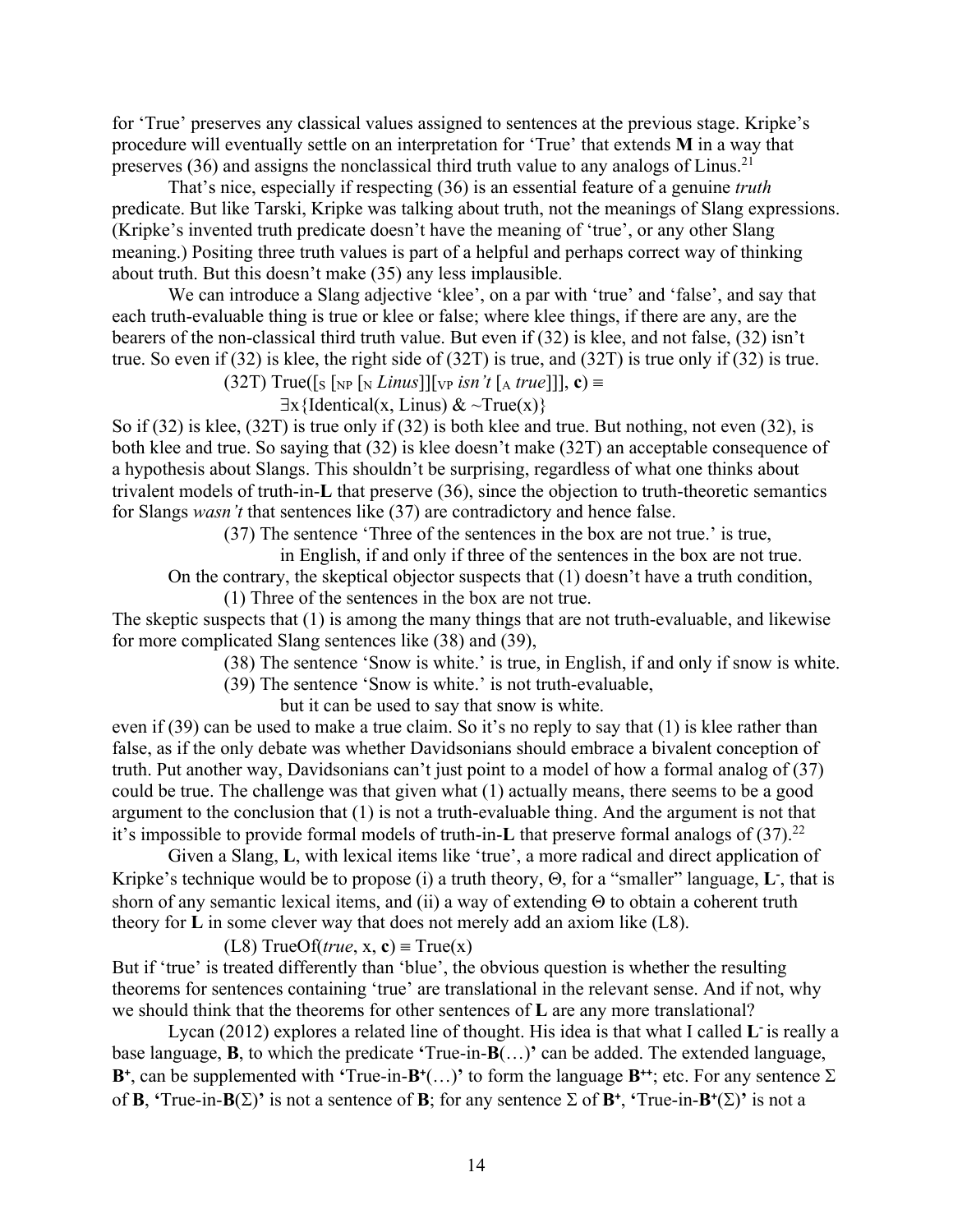for 'True' preserves any classical values assigned to sentences at the previous stage. Kripke's procedure will eventually settle on an interpretation for 'True' that extends **M** in a way that preserves (36) and assigns the nonclassical third truth value to any analogs of Linus.[21]

That's nice, especially if respecting (36) is an essential feature of a genuine *truth* predicate. But like Tarski, Kripke was talking about truth, not the meanings of Slang expressions. (Kripke's invented truth predicate doesn't have the meaning of 'true', or any other Slang meaning.) Positing three truth values is part of a helpful and perhaps correct way of thinking about truth. But this doesn't make (35) any less implausible.

We can introduce a Slang adjective 'klee', on a par with 'true' and 'false', and say that each truth-evaluable thing is true or klee or false; where klee things, if there are any, are the bearers of the non-classical third truth value. But even if (32) is klee, and not false, (32) isn't true. So even if (32) is klee, the right side of (32T) is true, and (32T) is true only if (32) is true.

> (32T) True($[_S\ [_{NP}\ [_N$ *Linus*$]][_{VP}$ *isn't* $[_A$ *true*$]]]$, **c**) ≡
> $\exists$x{Identical(x, Linus) & ~True(x)}

So if (32) is klee, (32T) is true only if (32) is both klee and true. But nothing, not even (32), is both klee and true. So saying that (32) is klee doesn't make (32T) an acceptable consequence of a hypothesis about Slangs. This shouldn't be surprising, regardless of what one thinks about trivalent models of truth-in-**L** that preserve (36), since the objection to truth-theoretic semantics for Slangs *wasn't* that sentences like (37) are contradictory and hence false.

> (37) The sentence 'Three of the sentences in the box are not true.' is true,
> in English, if and only if three of the sentences in the box are not true.

On the contrary, the skeptical objector suspects that (1) doesn't have a truth condition,

> (1) Three of the sentences in the box are not true.

The skeptic suspects that (1) is among the many things that are not truth-evaluable, and likewise for more complicated Slang sentences like (38) and (39),

> (38) The sentence 'Snow is white.' is true, in English, if and only if snow is white.
> (39) The sentence 'Snow is white.' is not truth-evaluable,
> but it can be used to say that snow is white.

even if (39) can be used to make a true claim. So it's no reply to say that (1) is klee rather than false, as if the only debate was whether Davidsonians should embrace a bivalent conception of truth. Put another way, Davidsonians can't just point to a model of how a formal analog of (37) could be true. The challenge was that given what (1) actually means, there seems to be a good argument to the conclusion that (1) is not a truth-evaluable thing. And the argument is not that it's impossible to provide formal models of truth-in-**L** that preserve formal analogs of (37).[22]

Given a Slang, **L**, with lexical items like 'true', a more radical and direct application of Kripke's technique would be to propose (i) a truth theory, Θ, for a "smaller" language, $\mathbf{L}^-$, that is shorn of any semantic lexical items, and (ii) a way of extending Θ to obtain a coherent truth theory for **L** in some clever way that does not merely add an axiom like (L8).

> (L8) TrueOf(*true*, x, **c**) ≡ True(x)

But if 'true' is treated differently than 'blue', the obvious question is whether the resulting theorems for sentences containing 'true' are translational in the relevant sense. And if not, why we should think that the theorems for other sentences of **L** are any more translational?

Lycan (2012) explores a related line of thought. His idea is that what I called $\mathbf{L}^-$ is really a base language, **B**, to which the predicate **'**True-in-**B**(…)**'** can be added. The extended language, $\mathbf{B}^+$, can be supplemented with **'**True-in-$\mathbf{B}^+$(…)**'** to form the language $\mathbf{B}^{++}$; etc. For any sentence Σ of **B**, **'**True-in-**B**(Σ)**'** is not a sentence of **B**; for any sentence Σ of $\mathbf{B}^+$, **'**True-in-$\mathbf{B}^+$(Σ)**'** is not a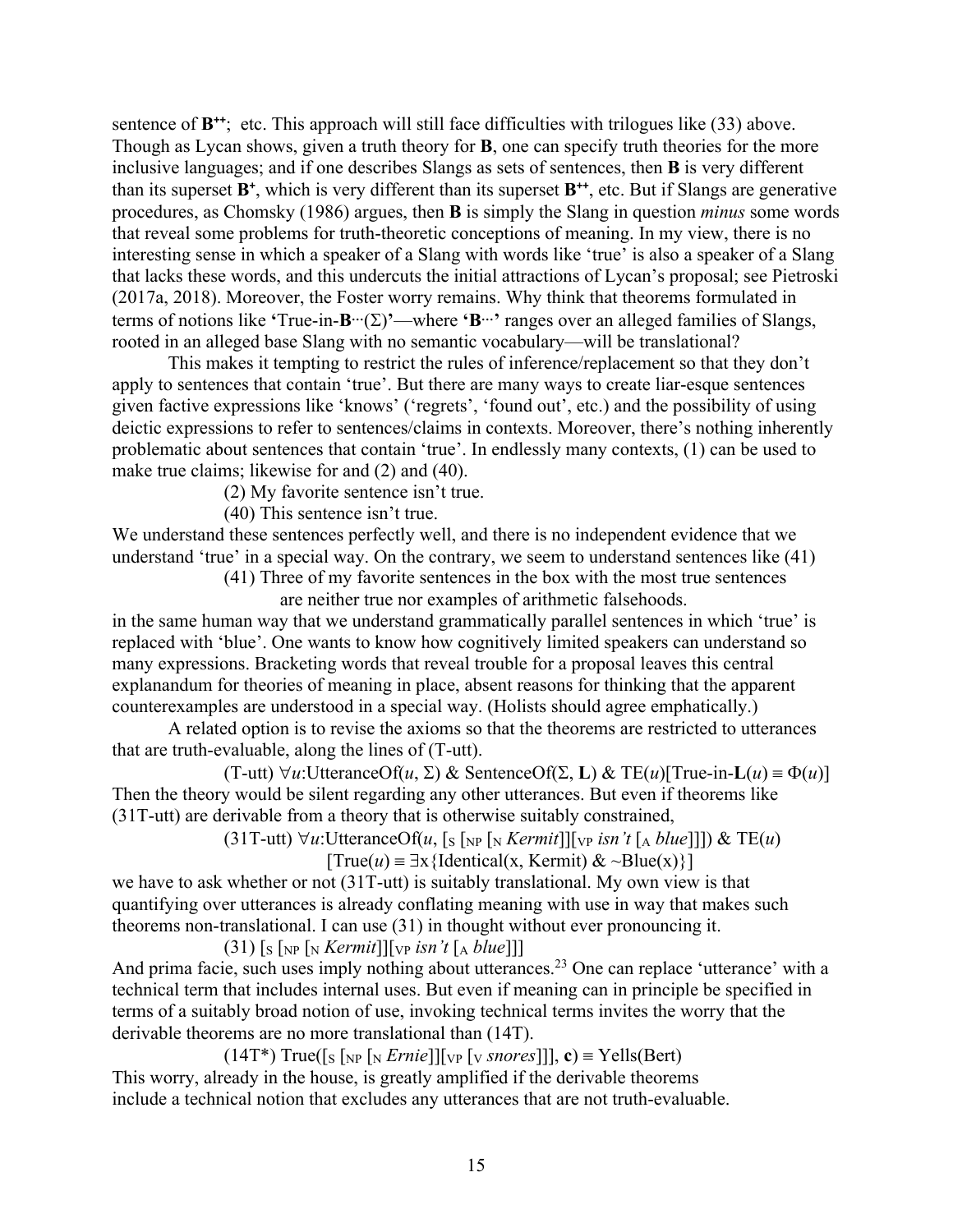sentence of $\mathbf{B}^{++}$; etc. This approach will still face difficulties with trilogues like (33) above. Though as Lycan shows, given a truth theory for **B**, one can specify truth theories for the more inclusive languages; and if one describes Slangs as sets of sentences, then **B** is very different than its superset $\mathbf{B}^{+}$, which is very different than its superset $\mathbf{B}^{++}$, etc. But if Slangs are generative procedures, as Chomsky (1986) argues, then **B** is simply the Slang in question *minus* some words that reveal some problems for truth-theoretic conceptions of meaning. In my view, there is no interesting sense in which a speaker of a Slang with words like 'true' is also a speaker of a Slang that lacks these words, and this undercuts the initial attractions of Lycan's proposal; see Pietroski (2017a, 2018). Moreover, the Foster worry remains. Why think that theorems formulated in terms of notions like 'True-in-$\mathbf{B}^{\cdots}(\Sigma)$'—where '$\mathbf{B}^{\cdots}$' ranges over an alleged families of Slangs, rooted in an alleged base Slang with no semantic vocabulary—will be translational?

This makes it tempting to restrict the rules of inference/replacement so that they don't apply to sentences that contain 'true'. But there are many ways to create liar-esque sentences given factive expressions like 'knows' ('regrets', 'found out', etc.) and the possibility of using deictic expressions to refer to sentences/claims in contexts. Moreover, there's nothing inherently problematic about sentences that contain 'true'. In endlessly many contexts, (1) can be used to make true claims; likewise for and (2) and (40).

(2) My favorite sentence isn't true.

(40) This sentence isn't true.

We understand these sentences perfectly well, and there is no independent evidence that we understand 'true' in a special way. On the contrary, we seem to understand sentences like (41)

(41) Three of my favorite sentences in the box with the most true sentences are neither true nor examples of arithmetic falsehoods.

in the same human way that we understand grammatically parallel sentences in which 'true' is replaced with 'blue'. One wants to know how cognitively limited speakers can understand so many expressions. Bracketing words that reveal trouble for a proposal leaves this central explanandum for theories of meaning in place, absent reasons for thinking that the apparent counterexamples are understood in a special way. (Holists should agree emphatically.)

A related option is to revise the axioms so that the theorems are restricted to utterances that are truth-evaluable, along the lines of (T-utt).

(T-utt) $\forall u$:UtteranceOf($u$, $\Sigma$) & SentenceOf($\Sigma$, **L**) & TE($u$)[True-in-**L**($u$) $\equiv$ $\Phi(u)$]

Then the theory would be silent regarding any other utterances. But even if theorems like (31T-utt) are derivable from a theory that is otherwise suitably constrained,

(31T-utt) $\forall u$:UtteranceOf($u$, [$_S$ [$_{NP}$ [$_N$ *Kermit*]][$_{VP}$ *isn't* [$_A$ *blue*]]]) & TE($u$) [True($u$) $\equiv$ $\exists$x{Identical(x, Kermit) & ~Blue(x)}]

we have to ask whether or not (31T-utt) is suitably translational. My own view is that quantifying over utterances is already conflating meaning with use in way that makes such theorems non-translational. I can use (31) in thought without ever pronouncing it.

(31) [$_S$ [$_{NP}$ [$_N$ *Kermit*]][$_{VP}$ *isn't* [$_A$ *blue*]]]

And prima facie, such uses imply nothing about utterances.[23] One can replace 'utterance' with a technical term that includes internal uses. But even if meaning can in principle be specified in terms of a suitably broad notion of use, invoking technical terms invites the worry that the derivable theorems are no more translational than (14T).

(14T*) True([$_S$ [$_{NP}$ [$_N$ *Ernie*]][$_{VP}$ [$_V$ *snores*]]], **c**) $\equiv$ Yells(Bert)

This worry, already in the house, is greatly amplified if the derivable theorems include a technical notion that excludes any utterances that are not truth-evaluable.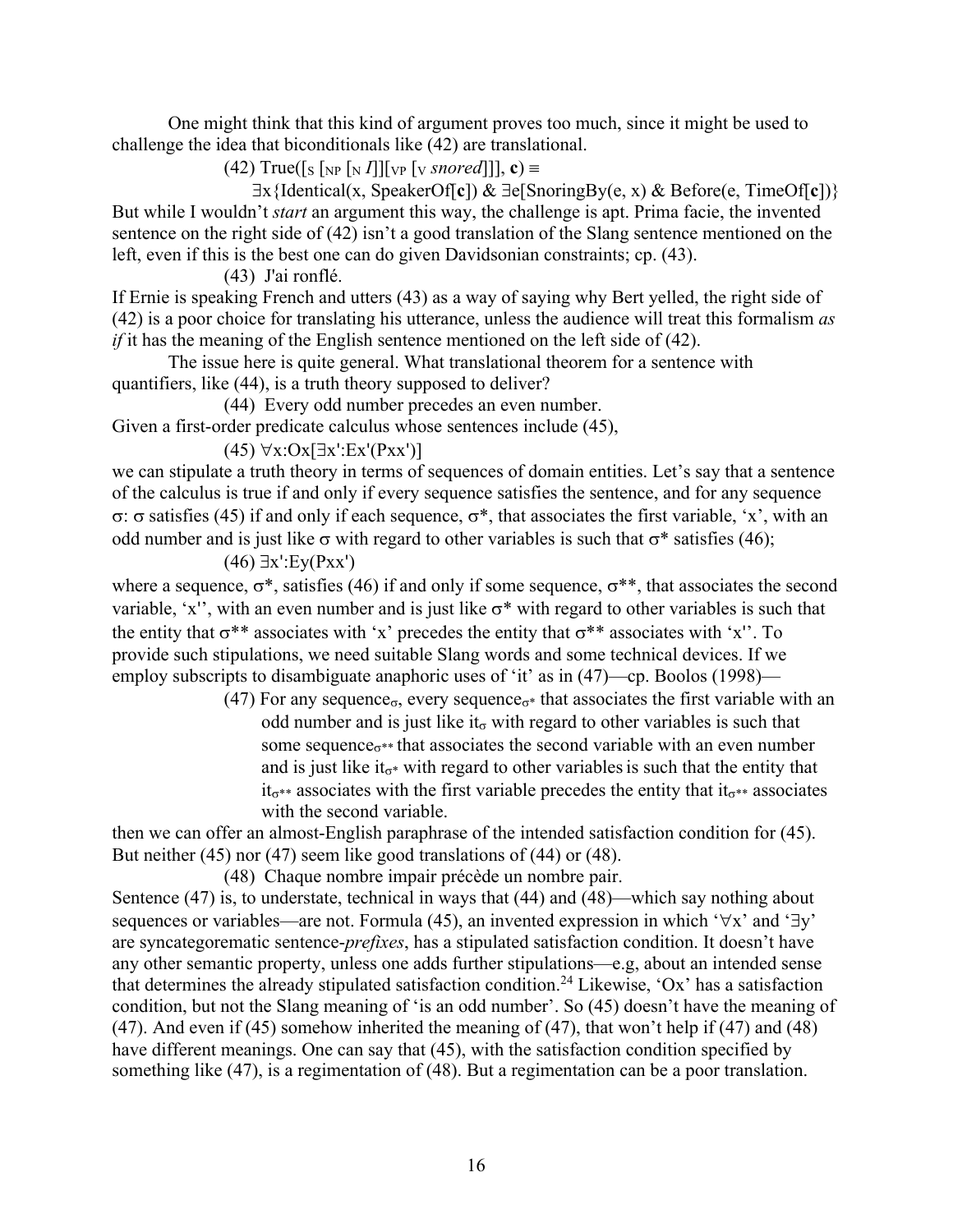One might think that this kind of argument proves too much, since it might be used to challenge the idea that biconditionals like (42) are translational.

(42) True([$_S$ [$_{NP}$ [$_N$ *I*]][$_{VP}$ [$_V$ *snored*]]], **c**) ≡
∃x{Identical(x, SpeakerOf[**c**]) & ∃e[SnoringBy(e, x) & Before(e, TimeOf[**c**])}

But while I wouldn't *start* an argument this way, the challenge is apt. Prima facie, the invented sentence on the right side of (42) isn't a good translation of the Slang sentence mentioned on the left, even if this is the best one can do given Davidsonian constraints; cp. (43).

(43) J'ai ronflé.

If Ernie is speaking French and utters (43) as a way of saying why Bert yelled, the right side of (42) is a poor choice for translating his utterance, unless the audience will treat this formalism *as if* it has the meaning of the English sentence mentioned on the left side of (42).

The issue here is quite general. What translational theorem for a sentence with quantifiers, like (44), is a truth theory supposed to deliver?

(44) Every odd number precedes an even number.

Given a first-order predicate calculus whose sentences include (45),

(45) ∀x:Ox[∃x':Ex'(Pxx')]

we can stipulate a truth theory in terms of sequences of domain entities. Let's say that a sentence of the calculus is true if and only if every sequence satisfies the sentence, and for any sequence σ: σ satisfies (45) if and only if each sequence, σ*, that associates the first variable, 'x', with an odd number and is just like σ with regard to other variables is such that σ* satisfies (46);

(46) ∃x':Ey(Pxx')

where a sequence, σ*, satisfies (46) if and only if some sequence, σ**, that associates the second variable, 'x'', with an even number and is just like σ* with regard to other variables is such that the entity that σ** associates with 'x' precedes the entity that σ** associates with 'x''. To provide such stipulations, we need suitable Slang words and some technical devices. If we employ subscripts to disambiguate anaphoric uses of 'it' as in (47)—cp. Boolos (1998)—

(47) For any sequence$_σ$, every sequence$_{σ*}$ that associates the first variable with an odd number and is just like it$_σ$ with regard to other variables is such that some sequence$_{σ**}$ that associates the second variable with an even number and is just like it$_{σ*}$ with regard to other variables is such that the entity that it$_{σ**}$ associates with the first variable precedes the entity that it$_{σ**}$ associates with the second variable.

then we can offer an almost-English paraphrase of the intended satisfaction condition for (45). But neither (45) nor (47) seem like good translations of (44) or (48).

(48) Chaque nombre impair précède un nombre pair.

Sentence (47) is, to understate, technical in ways that (44) and (48)—which say nothing about sequences or variables—are not. Formula (45), an invented expression in which '∀x' and '∃y' are syncategorematic sentence-*prefixes*, has a stipulated satisfaction condition. It doesn't have any other semantic property, unless one adds further stipulations—e.g, about an intended sense that determines the already stipulated satisfaction condition.[24] Likewise, 'Ox' has a satisfaction condition, but not the Slang meaning of 'is an odd number'. So (45) doesn't have the meaning of (47). And even if (45) somehow inherited the meaning of (47), that won't help if (47) and (48) have different meanings. One can say that (45), with the satisfaction condition specified by something like (47), is a regimentation of (48). But a regimentation can be a poor translation.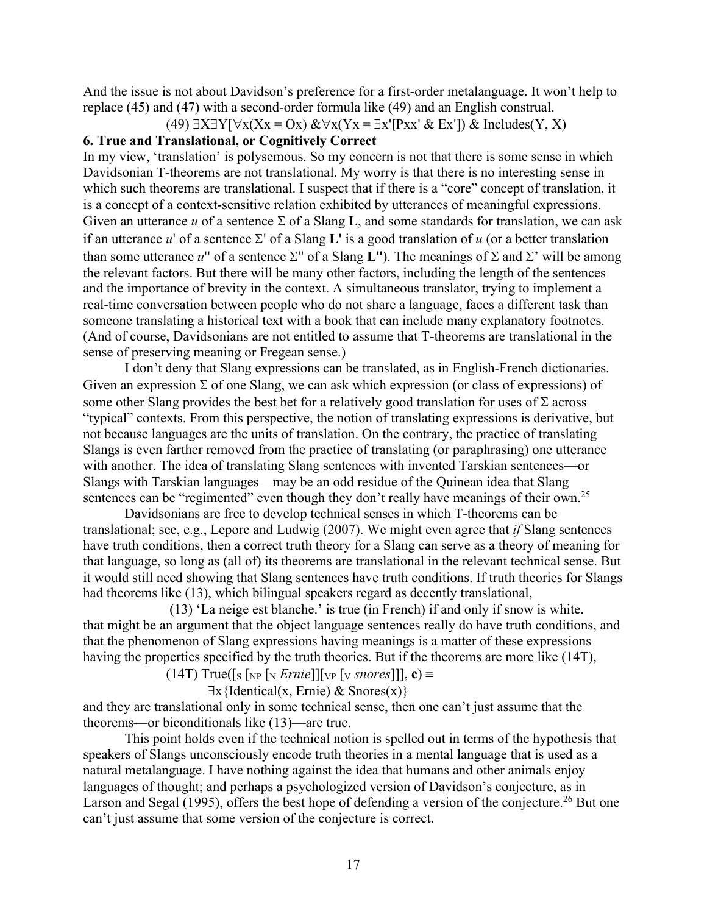And the issue is not about Davidson's preference for a first-order metalanguage. It won't help to replace (45) and (47) with a second-order formula like (49) and an English construal.

$$(49)\ \exists X \exists Y[\forall x(Xx \equiv Ox)\ \&\ \forall x(Yx \equiv \exists x'[Pxx'\ \&\ Ex'])\ \&\ \text{Includes}(Y, X)$$

### 6. True and Translational, or Cognitively Correct

In my view, 'translation' is polysemous. So my concern is not that there is some sense in which Davidsonian T-theorems are not translational. My worry is that there is no interesting sense in which such theorems are translational. I suspect that if there is a "core" concept of translation, it is a concept of a context-sensitive relation exhibited by utterances of meaningful expressions. Given an utterance *u* of a sentence Σ of a Slang **L**, and some standards for translation, we can ask if an utterance *u*' of a sentence Σ' of a Slang **L'** is a good translation of *u* (or a better translation than some utterance *u*'' of a sentence Σ'' of a Slang **L''**). The meanings of Σ and Σ' will be among the relevant factors. But there will be many other factors, including the length of the sentences and the importance of brevity in the context. A simultaneous translator, trying to implement a real-time conversation between people who do not share a language, faces a different task than someone translating a historical text with a book that can include many explanatory footnotes. (And of course, Davidsonians are not entitled to assume that T-theorems are translational in the sense of preserving meaning or Fregean sense.)

I don't deny that Slang expressions can be translated, as in English-French dictionaries. Given an expression Σ of one Slang, we can ask which expression (or class of expressions) of some other Slang provides the best bet for a relatively good translation for uses of Σ across "typical" contexts. From this perspective, the notion of translating expressions is derivative, but not because languages are the units of translation. On the contrary, the practice of translating Slangs is even farther removed from the practice of translating (or paraphrasing) one utterance with another. The idea of translating Slang sentences with invented Tarskian sentences—or Slangs with Tarskian languages—may be an odd residue of the Quinean idea that Slang sentences can be "regimented" even though they don't really have meanings of their own.[25]

Davidsonians are free to develop technical senses in which T-theorems can be translational; see, e.g., Lepore and Ludwig (2007). We might even agree that *if* Slang sentences have truth conditions, then a correct truth theory for a Slang can serve as a theory of meaning for that language, so long as (all of) its theorems are translational in the relevant technical sense. But it would still need showing that Slang sentences have truth conditions. If truth theories for Slangs had theorems like (13), which bilingual speakers regard as decently translational,

(13) 'La neige est blanche.' is true (in French) if and only if snow is white.

that might be an argument that the object language sentences really do have truth conditions, and that the phenomenon of Slang expressions having meanings is a matter of these expressions having the properties specified by the truth theories. But if the theorems are more like (14T),

$$(14T)\ \text{True}([_S\ [_{NP}\ [_N\ \textit{Ernie}]][_{VP}\ [_V\ \textit{snores}]]], \mathbf{c}) \equiv$$
$$\exists x\{\text{Identical}(x, \text{Ernie})\ \&\ \text{Snores}(x)\}$$

and they are translational only in some technical sense, then one can't just assume that the theorems—or biconditionals like (13)—are true.

This point holds even if the technical notion is spelled out in terms of the hypothesis that speakers of Slangs unconsciously encode truth theories in a mental language that is used as a natural metalanguage. I have nothing against the idea that humans and other animals enjoy languages of thought; and perhaps a psychologized version of Davidson's conjecture, as in Larson and Segal (1995), offers the best hope of defending a version of the conjecture.[26] But one can't just assume that some version of the conjecture is correct.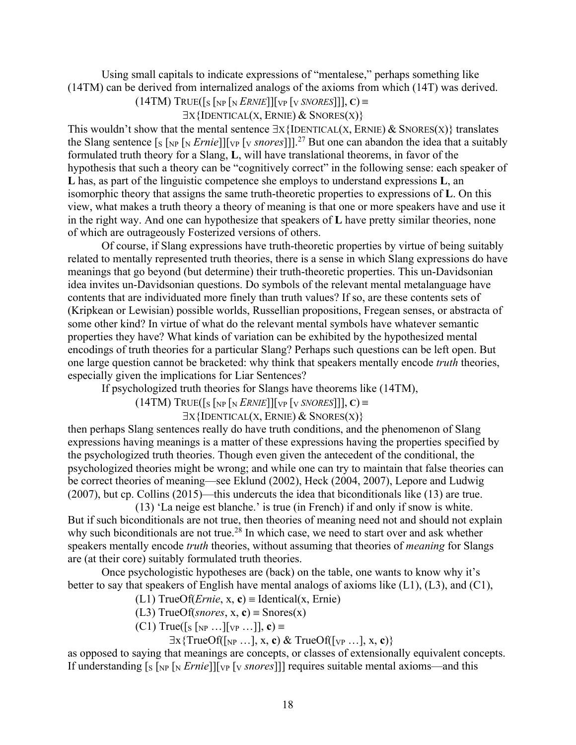Using small capitals to indicate expressions of "mentalese," perhaps something like (14TM) can be derived from internalized analogs of the axioms from which (14T) was derived.

(14TM) TRUE([$_S$ [$_{NP}$ [$_N$ *ERNIE*]][$_{VP}$ [$_V$ *SNORES*]]], **C**) ≡
∃X{IDENTICAL(X, ERNIE) & SNORES(X)}

This wouldn't show that the mental sentence ∃X{IDENTICAL(X, ERNIE) & SNORES(X)} translates the Slang sentence [$_S$ [$_{NP}$ [$_N$ *Ernie*]][$_{VP}$ [$_V$ *snores*]]].[27] But one can abandon the idea that a suitably formulated truth theory for a Slang, **L**, will have translational theorems, in favor of the hypothesis that such a theory can be "cognitively correct" in the following sense: each speaker of **L** has, as part of the linguistic competence she employs to understand expressions **L**, an isomorphic theory that assigns the same truth-theoretic properties to expressions of **L**. On this view, what makes a truth theory a theory of meaning is that one or more speakers have and use it in the right way. And one can hypothesize that speakers of **L** have pretty similar theories, none of which are outrageously Fosterized versions of others.

Of course, if Slang expressions have truth-theoretic properties by virtue of being suitably related to mentally represented truth theories, there is a sense in which Slang expressions do have meanings that go beyond (but determine) their truth-theoretic properties. This un-Davidsonian idea invites un-Davidsonian questions. Do symbols of the relevant mental metalanguage have contents that are individuated more finely than truth values? If so, are these contents sets of (Kripkean or Lewisian) possible worlds, Russellian propositions, Fregean senses, or abstracta of some other kind? In virtue of what do the relevant mental symbols have whatever semantic properties they have? What kinds of variation can be exhibited by the hypothesized mental encodings of truth theories for a particular Slang? Perhaps such questions can be left open. But one large question cannot be bracketed: why think that speakers mentally encode *truth* theories, especially given the implications for Liar Sentences?

If psychologized truth theories for Slangs have theorems like (14TM),

(14TM) TRUE([$_S$ [$_{NP}$ [$_N$ *ERNIE*]][$_{VP}$ [$_V$ *SNORES*]]], **C**) ≡
∃X{IDENTICAL(X, ERNIE) & SNORES(X)}

then perhaps Slang sentences really do have truth conditions, and the phenomenon of Slang expressions having meanings is a matter of these expressions having the properties specified by the psychologized truth theories. Though even given the antecedent of the conditional, the psychologized theories might be wrong; and while one can try to maintain that false theories can be correct theories of meaning—see Eklund (2002), Heck (2004, 2007), Lepore and Ludwig (2007), but cp. Collins (2015)—this undercuts the idea that biconditionals like (13) are true.

(13) 'La neige est blanche.' is true (in French) if and only if snow is white.

But if such biconditionals are not true, then theories of meaning need not and should not explain why such biconditionals are not true.[28] In which case, we need to start over and ask whether speakers mentally encode *truth* theories, without assuming that theories of *meaning* for Slangs are (at their core) suitably formulated truth theories.

Once psychologistic hypotheses are (back) on the table, one wants to know why it's better to say that speakers of English have mental analogs of axioms like (L1), (L3), and (C1),

(L1) TrueOf(*Ernie*, x, **c**) ≡ Identical(x, Ernie)

(L3) TrueOf(*snores*, x, **c**) ≡ Snores(x)

(C1) True([$_S$ [$_{NP}$ …][$_{VP}$ …]], **c**) ≡
∃x{TrueOf([$_{NP}$ …], x, **c**) & TrueOf([$_{VP}$ …], x, **c**)}

as opposed to saying that meanings are concepts, or classes of extensionally equivalent concepts. If understanding [$_S$ [$_{NP}$ [$_N$ *Ernie*]][$_{VP}$ [$_V$ *snores*]]] requires suitable mental axioms—and this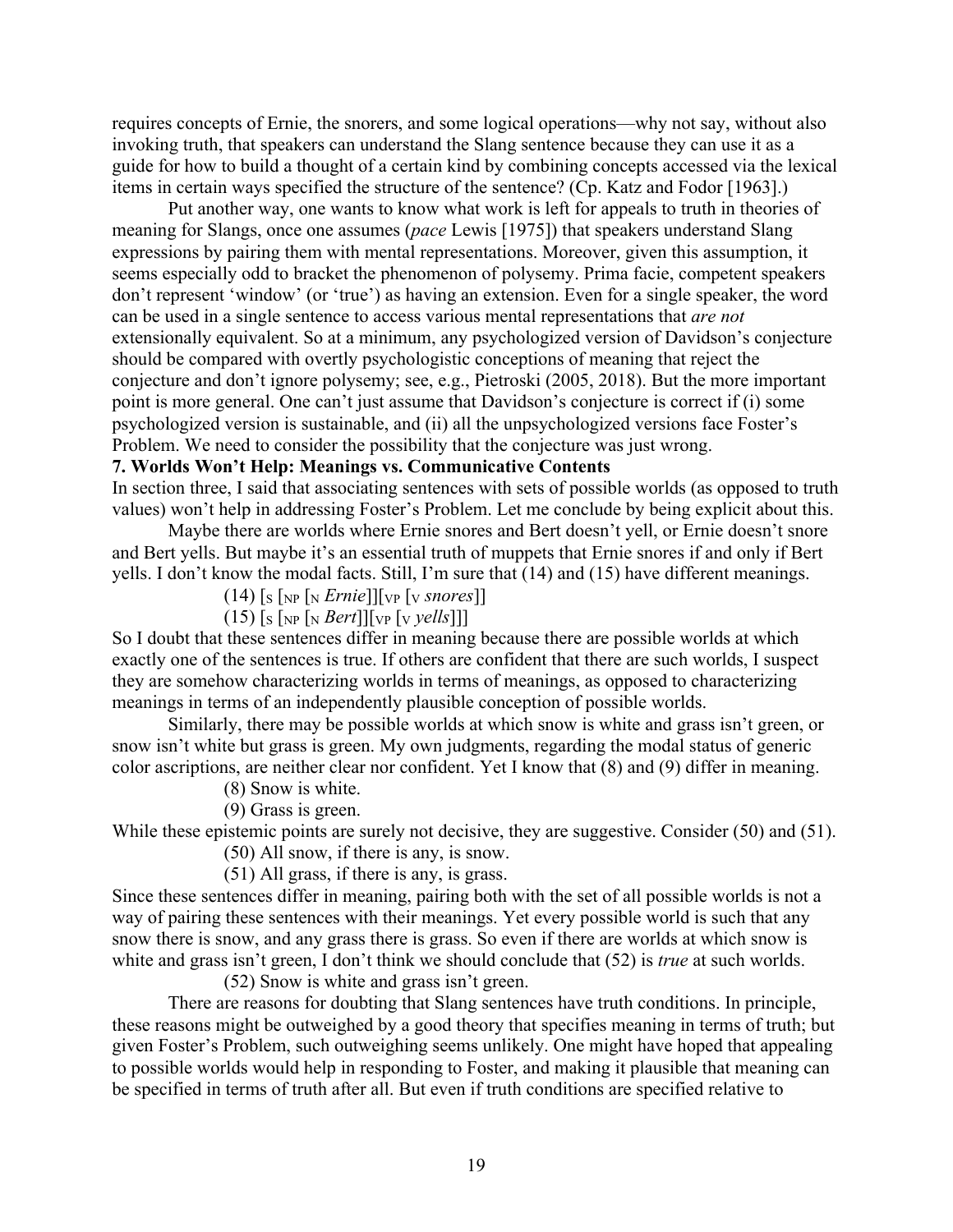requires concepts of Ernie, the snorers, and some logical operations—why not say, without also invoking truth, that speakers can understand the Slang sentence because they can use it as a guide for how to build a thought of a certain kind by combining concepts accessed via the lexical items in certain ways specified the structure of the sentence? (Cp. Katz and Fodor [1963].)

Put another way, one wants to know what work is left for appeals to truth in theories of meaning for Slangs, once one assumes (*pace* Lewis [1975]) that speakers understand Slang expressions by pairing them with mental representations. Moreover, given this assumption, it seems especially odd to bracket the phenomenon of polysemy. Prima facie, competent speakers don't represent 'window' (or 'true') as having an extension. Even for a single speaker, the word can be used in a single sentence to access various mental representations that *are not* extensionally equivalent. So at a minimum, any psychologized version of Davidson's conjecture should be compared with overtly psychologistic conceptions of meaning that reject the conjecture and don't ignore polysemy; see, e.g., Pietroski (2005, 2018). But the more important point is more general. One can't just assume that Davidson's conjecture is correct if (i) some psychologized version is sustainable, and (ii) all the unpsychologized versions face Foster's Problem. We need to consider the possibility that the conjecture was just wrong.

**7. Worlds Won't Help: Meanings vs. Communicative Contents**

In section three, I said that associating sentences with sets of possible worlds (as opposed to truth values) won't help in addressing Foster's Problem. Let me conclude by being explicit about this.

Maybe there are worlds where Ernie snores and Bert doesn't yell, or Ernie doesn't snore and Bert yells. But maybe it's an essential truth of muppets that Ernie snores if and only if Bert yells. I don't know the modal facts. Still, I'm sure that (14) and (15) have different meanings.

(14) $[_{S}\ [_{NP}\ [_{N}\ \textit{Ernie}]][_{VP}\ [_{V}\ \textit{snores}]]$

(15) $[_{S}\ [_{NP}\ [_{N}\ \textit{Bert}]][_{VP}\ [_{V}\ \textit{yells}]]]$

So I doubt that these sentences differ in meaning because there are possible worlds at which exactly one of the sentences is true. If others are confident that there are such worlds, I suspect they are somehow characterizing worlds in terms of meanings, as opposed to characterizing meanings in terms of an independently plausible conception of possible worlds.

Similarly, there may be possible worlds at which snow is white and grass isn't green, or snow isn't white but grass is green. My own judgments, regarding the modal status of generic color ascriptions, are neither clear nor confident. Yet I know that (8) and (9) differ in meaning.

(8) Snow is white.

(9) Grass is green.

While these epistemic points are surely not decisive, they are suggestive. Consider (50) and (51).

(50) All snow, if there is any, is snow.

(51) All grass, if there is any, is grass.

Since these sentences differ in meaning, pairing both with the set of all possible worlds is not a way of pairing these sentences with their meanings. Yet every possible world is such that any snow there is snow, and any grass there is grass. So even if there are worlds at which snow is white and grass isn't green, I don't think we should conclude that (52) is *true* at such worlds.

(52) Snow is white and grass isn't green.

There are reasons for doubting that Slang sentences have truth conditions. In principle, these reasons might be outweighed by a good theory that specifies meaning in terms of truth; but given Foster's Problem, such outweighing seems unlikely. One might have hoped that appealing to possible worlds would help in responding to Foster, and making it plausible that meaning can be specified in terms of truth after all. But even if truth conditions are specified relative to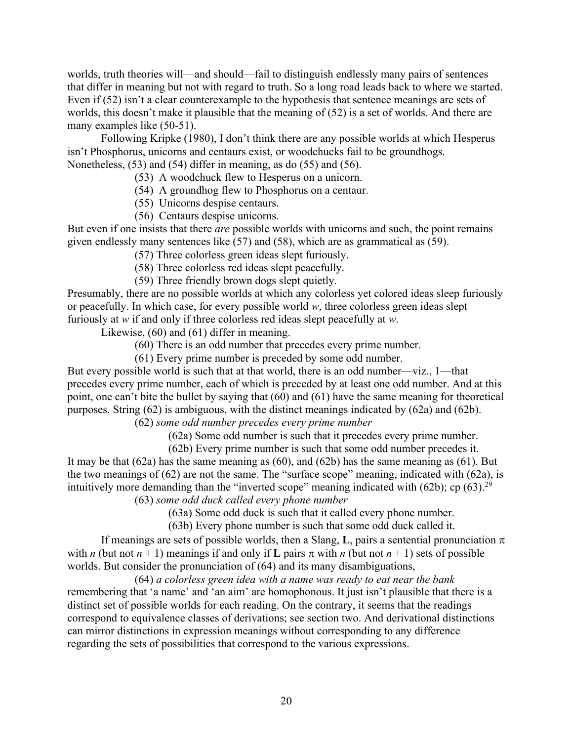worlds, truth theories will—and should—fail to distinguish endlessly many pairs of sentences that differ in meaning but not with regard to truth. So a long road leads back to where we started. Even if (52) isn't a clear counterexample to the hypothesis that sentence meanings are sets of worlds, this doesn't make it plausible that the meaning of (52) is a set of worlds. And there are many examples like (50-51).

Following Kripke (1980), I don't think there are any possible worlds at which Hesperus isn't Phosphorus, unicorns and centaurs exist, or woodchucks fail to be groundhogs. Nonetheless, (53) and (54) differ in meaning, as do (55) and (56).

> (53) A woodchuck flew to Hesperus on a unicorn.
> (54) A groundhog flew to Phosphorus on a centaur.
> (55) Unicorns despise centaurs.
> (56) Centaurs despise unicorns.

But even if one insists that there *are* possible worlds with unicorns and such, the point remains given endlessly many sentences like (57) and (58), which are as grammatical as (59).

> (57) Three colorless green ideas slept furiously.
> (58) Three colorless red ideas slept peacefully.
> (59) Three friendly brown dogs slept quietly.

Presumably, there are no possible worlds at which any colorless yet colored ideas sleep furiously or peacefully. In which case, for every possible world *w*, three colorless green ideas slept furiously at *w* if and only if three colorless red ideas slept peacefully at *w*.

Likewise, (60) and (61) differ in meaning.

> (60) There is an odd number that precedes every prime number.
> (61) Every prime number is preceded by some odd number.

But every possible world is such that at that world, there is an odd number—viz., 1—that precedes every prime number, each of which is preceded by at least one odd number. And at this point, one can't bite the bullet by saying that (60) and (61) have the same meaning for theoretical purposes. String (62) is ambiguous, with the distinct meanings indicated by (62a) and (62b).

> (62) *some odd number precedes every prime number*
> > (62a) Some odd number is such that it precedes every prime number.
> > (62b) Every prime number is such that some odd number precedes it.

It may be that (62a) has the same meaning as (60), and (62b) has the same meaning as (61). But the two meanings of (62) are not the same. The "surface scope" meaning, indicated with (62a), is intuitively more demanding than the "inverted scope" meaning indicated with (62b); cp (63).[29]

> (63) *some odd duck called every phone number*
> > (63a) Some odd duck is such that it called every phone number.
> > (63b) Every phone number is such that some odd duck called it.

If meanings are sets of possible worlds, then a Slang, **L**, pairs a sentential pronunciation $\pi$ with $n$ (but not $n + 1$) meanings if and only if **L** pairs $\pi$ with $n$ (but not $n + 1$) sets of possible worlds. But consider the pronunciation of (64) and its many disambiguations,

> (64) *a colorless green idea with a name was ready to eat near the bank*

remembering that 'a name' and 'an aim' are homophonous. It just isn't plausible that there is a distinct set of possible worlds for each reading. On the contrary, it seems that the readings correspond to equivalence classes of derivations; see section two. And derivational distinctions can mirror distinctions in expression meanings without corresponding to any difference regarding the sets of possibilities that correspond to the various expressions.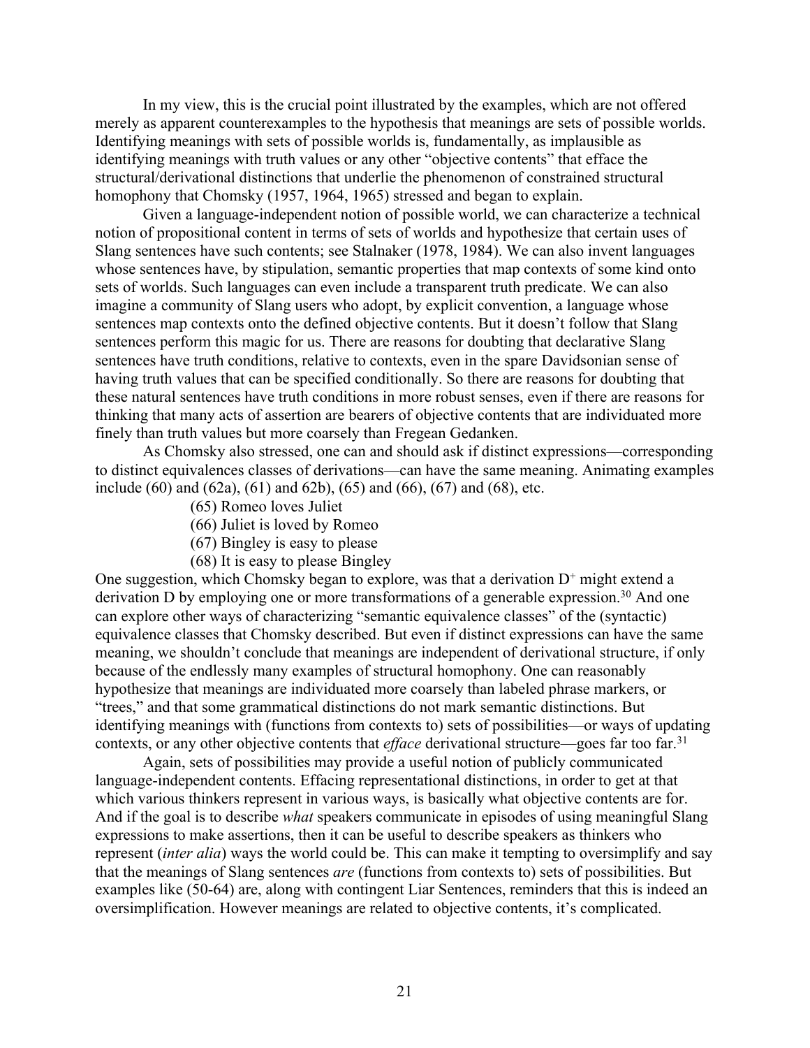In my view, this is the crucial point illustrated by the examples, which are not offered merely as apparent counterexamples to the hypothesis that meanings are sets of possible worlds. Identifying meanings with sets of possible worlds is, fundamentally, as implausible as identifying meanings with truth values or any other "objective contents" that efface the structural/derivational distinctions that underlie the phenomenon of constrained structural homophony that Chomsky (1957, 1964, 1965) stressed and began to explain.

Given a language-independent notion of possible world, we can characterize a technical notion of propositional content in terms of sets of worlds and hypothesize that certain uses of Slang sentences have such contents; see Stalnaker (1978, 1984). We can also invent languages whose sentences have, by stipulation, semantic properties that map contexts of some kind onto sets of worlds. Such languages can even include a transparent truth predicate. We can also imagine a community of Slang users who adopt, by explicit convention, a language whose sentences map contexts onto the defined objective contents. But it doesn't follow that Slang sentences perform this magic for us. There are reasons for doubting that declarative Slang sentences have truth conditions, relative to contexts, even in the spare Davidsonian sense of having truth values that can be specified conditionally. So there are reasons for doubting that these natural sentences have truth conditions in more robust senses, even if there are reasons for thinking that many acts of assertion are bearers of objective contents that are individuated more finely than truth values but more coarsely than Fregean Gedanken.

As Chomsky also stressed, one can and should ask if distinct expressions—corresponding to distinct equivalences classes of derivations—can have the same meaning. Animating examples include (60) and (62a), (61) and 62b), (65) and (66), (67) and (68), etc.

(65) Romeo loves Juliet
(66) Juliet is loved by Romeo
(67) Bingley is easy to please
(68) It is easy to please Bingley

One suggestion, which Chomsky began to explore, was that a derivation $D^+$ might extend a derivation D by employing one or more transformations of a generable expression.[30] And one can explore other ways of characterizing "semantic equivalence classes" of the (syntactic) equivalence classes that Chomsky described. But even if distinct expressions can have the same meaning, we shouldn't conclude that meanings are independent of derivational structure, if only because of the endlessly many examples of structural homophony. One can reasonably hypothesize that meanings are individuated more coarsely than labeled phrase markers, or "trees," and that some grammatical distinctions do not mark semantic distinctions. But identifying meanings with (functions from contexts to) sets of possibilities—or ways of updating contexts, or any other objective contents that *efface* derivational structure—goes far too far.[31]

Again, sets of possibilities may provide a useful notion of publicly communicated language-independent contents. Effacing representational distinctions, in order to get at that which various thinkers represent in various ways, is basically what objective contents are for. And if the goal is to describe *what* speakers communicate in episodes of using meaningful Slang expressions to make assertions, then it can be useful to describe speakers as thinkers who represent (*inter alia*) ways the world could be. This can make it tempting to oversimplify and say that the meanings of Slang sentences *are* (functions from contexts to) sets of possibilities. But examples like (50-64) are, along with contingent Liar Sentences, reminders that this is indeed an oversimplification. However meanings are related to objective contents, it's complicated.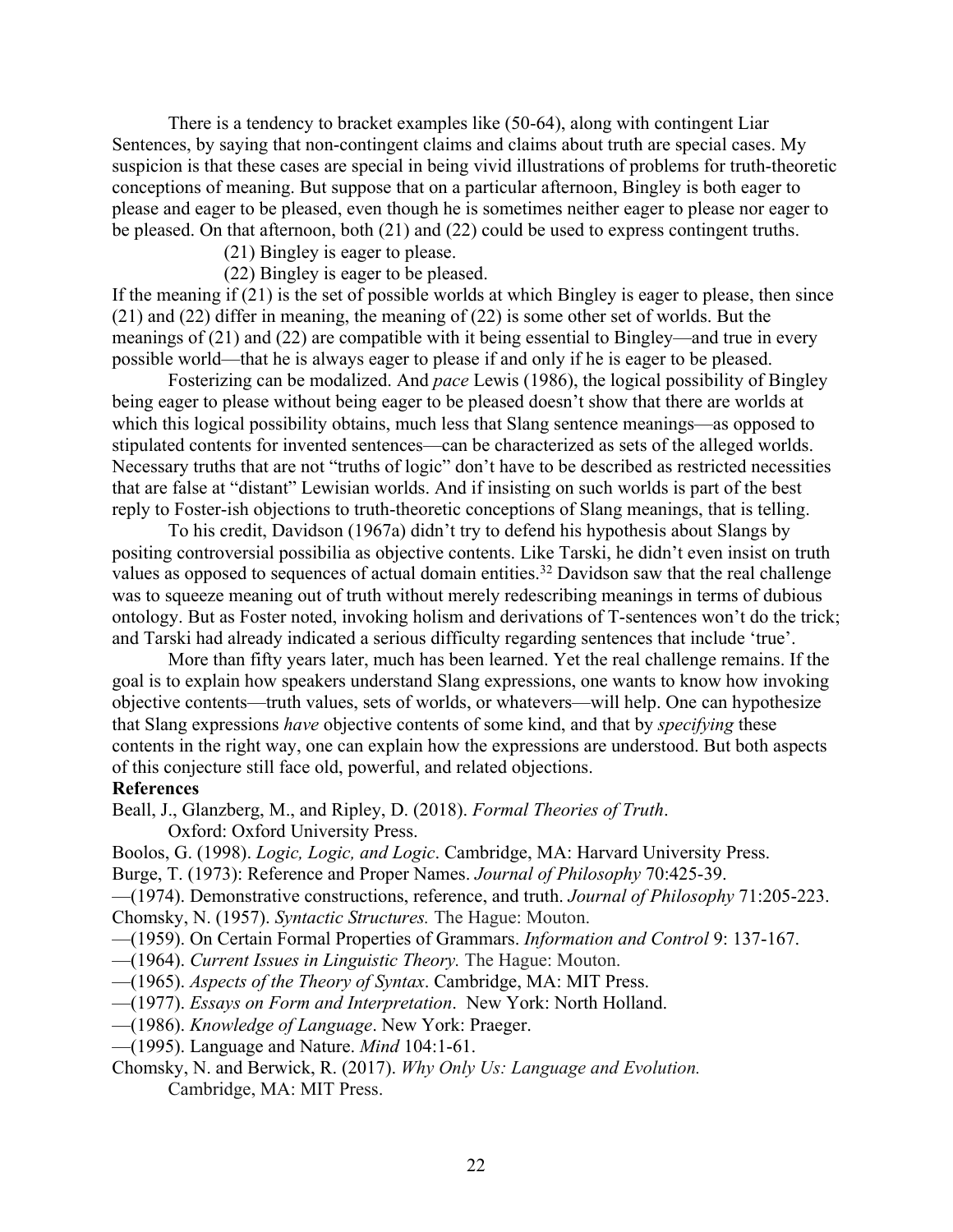There is a tendency to bracket examples like (50-64), along with contingent Liar Sentences, by saying that non-contingent claims and claims about truth are special cases. My suspicion is that these cases are special in being vivid illustrations of problems for truth-theoretic conceptions of meaning. But suppose that on a particular afternoon, Bingley is both eager to please and eager to be pleased, even though he is sometimes neither eager to please nor eager to be pleased. On that afternoon, both (21) and (22) could be used to express contingent truths.

(21) Bingley is eager to please.

(22) Bingley is eager to be pleased.

If the meaning if (21) is the set of possible worlds at which Bingley is eager to please, then since (21) and (22) differ in meaning, the meaning of (22) is some other set of worlds. But the meanings of (21) and (22) are compatible with it being essential to Bingley—and true in every possible world—that he is always eager to please if and only if he is eager to be pleased.

Fosterizing can be modalized. And *pace* Lewis (1986), the logical possibility of Bingley being eager to please without being eager to be pleased doesn't show that there are worlds at which this logical possibility obtains, much less that Slang sentence meanings—as opposed to stipulated contents for invented sentences—can be characterized as sets of the alleged worlds. Necessary truths that are not "truths of logic" don't have to be described as restricted necessities that are false at "distant" Lewisian worlds. And if insisting on such worlds is part of the best reply to Foster-ish objections to truth-theoretic conceptions of Slang meanings, that is telling.

To his credit, Davidson (1967a) didn't try to defend his hypothesis about Slangs by positing controversial possibilia as objective contents. Like Tarski, he didn't even insist on truth values as opposed to sequences of actual domain entities.[32] Davidson saw that the real challenge was to squeeze meaning out of truth without merely redescribing meanings in terms of dubious ontology. But as Foster noted, invoking holism and derivations of T-sentences won't do the trick; and Tarski had already indicated a serious difficulty regarding sentences that include 'true'.

More than fifty years later, much has been learned. Yet the real challenge remains. If the goal is to explain how speakers understand Slang expressions, one wants to know how invoking objective contents—truth values, sets of worlds, or whatevers—will help. One can hypothesize that Slang expressions *have* objective contents of some kind, and that by *specifying* these contents in the right way, one can explain how the expressions are understood. But both aspects of this conjecture still face old, powerful, and related objections.

**References**

Beall, J., Glanzberg, M., and Ripley, D. (2018). *Formal Theories of Truth*. Oxford: Oxford University Press.

Boolos, G. (1998). *Logic, Logic, and Logic*. Cambridge, MA: Harvard University Press.

Burge, T. (1973): Reference and Proper Names. *Journal of Philosophy* 70:425-39.

—(1974). Demonstrative constructions, reference, and truth. *Journal of Philosophy* 71:205-223.

Chomsky, N. (1957). *Syntactic Structures.* The Hague: Mouton.

—(1959). On Certain Formal Properties of Grammars. *Information and Control* 9: 137-167.

—(1964). *Current Issues in Linguistic Theory.* The Hague: Mouton.

—(1965). *Aspects of the Theory of Syntax*. Cambridge, MA: MIT Press.

—(1977). *Essays on Form and Interpretation*. New York: North Holland.

—(1986). *Knowledge of Language*. New York: Praeger.

—(1995). Language and Nature. *Mind* 104:1-61.

Chomsky, N. and Berwick, R. (2017). *Why Only Us: Language and Evolution.* Cambridge, MA: MIT Press.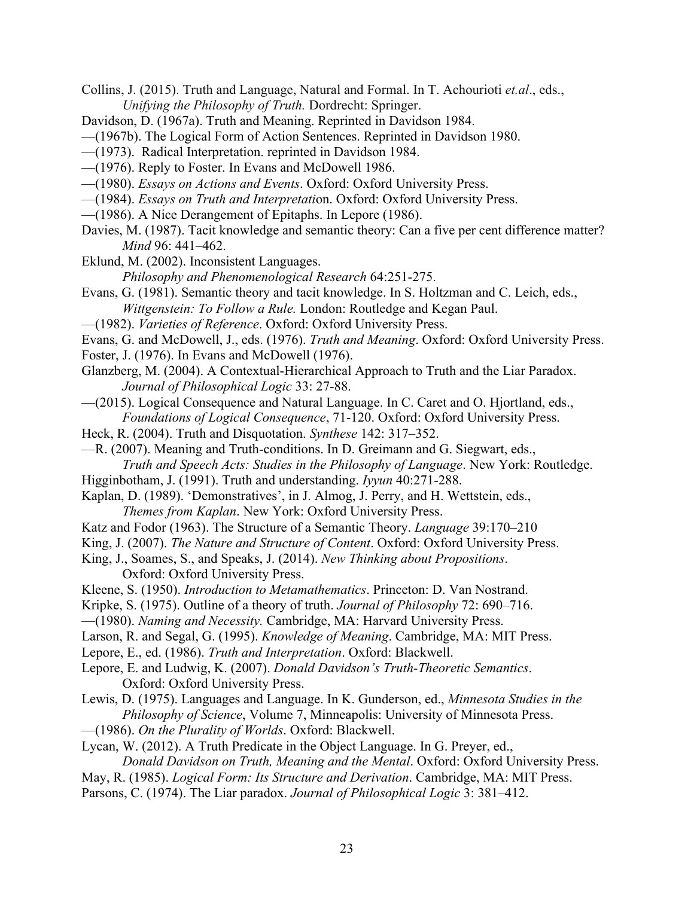Collins, J. (2015). Truth and Language, Natural and Formal. In T. Achourioti *et.al*., eds., *Unifying the Philosophy of Truth.* Dordrecht: Springer.

Davidson, D. (1967a). Truth and Meaning. Reprinted in Davidson 1984.

—(1967b). The Logical Form of Action Sentences. Reprinted in Davidson 1980.

—(1973). Radical Interpretation. reprinted in Davidson 1984.

—(1976). Reply to Foster. In Evans and McDowell 1986.

—(1980). *Essays on Actions and Events*. Oxford: Oxford University Press.

—(1984). *Essays on Truth and Interpretati*on. Oxford: Oxford University Press.

—(1986). A Nice Derangement of Epitaphs. In Lepore (1986).

Davies, M. (1987). Tacit knowledge and semantic theory: Can a five per cent difference matter? *Mind* 96: 441–462.

Eklund, M. (2002). Inconsistent Languages. *Philosophy and Phenomenological Research* 64:251-275.

Evans, G. (1981). Semantic theory and tacit knowledge. In S. Holtzman and C. Leich, eds., *Wittgenstein: To Follow a Rule.* London: Routledge and Kegan Paul.

—(1982). *Varieties of Reference*. Oxford: Oxford University Press.

Evans, G. and McDowell, J., eds. (1976). *Truth and Meaning*. Oxford: Oxford University Press.

Foster, J. (1976). In Evans and McDowell (1976).

Glanzberg, M. (2004). A Contextual-Hierarchical Approach to Truth and the Liar Paradox. *Journal of Philosophical Logic* 33: 27-88.

—(2015). Logical Consequence and Natural Language. In C. Caret and O. Hjortland, eds., *Foundations of Logical Consequence*, 71-120. Oxford: Oxford University Press.

Heck, R. (2004). Truth and Disquotation. *Synthese* 142: 317–352.

—R. (2007). Meaning and Truth-conditions. In D. Greimann and G. Siegwart, eds., *Truth and Speech Acts: Studies in the Philosophy of Language*. New York: Routledge.

Higginbotham, J. (1991). Truth and understanding. *Iyyun* 40:271-288.

Kaplan, D. (1989). 'Demonstratives', in J. Almog, J. Perry, and H. Wettstein, eds., *Themes from Kaplan*. New York: Oxford University Press.

Katz and Fodor (1963). The Structure of a Semantic Theory. *Language* 39:170–210

King, J. (2007). *The Nature and Structure of Content*. Oxford: Oxford University Press.

King, J., Soames, S., and Speaks, J. (2014). *New Thinking about Propositions*. Oxford: Oxford University Press.

Kleene, S. (1950). *Introduction to Metamathematics*. Princeton: D. Van Nostrand.

Kripke, S. (1975). Outline of a theory of truth. *Journal of Philosophy* 72: 690–716.

—(1980). *Naming and Necessity.* Cambridge, MA: Harvard University Press.

Larson, R. and Segal, G. (1995). *Knowledge of Meaning*. Cambridge, MA: MIT Press.

Lepore, E., ed. (1986). *Truth and Interpretation*. Oxford: Blackwell.

Lepore, E. and Ludwig, K. (2007). *Donald Davidson's Truth-Theoretic Semantics*. Oxford: Oxford University Press.

Lewis, D. (1975). Languages and Language. In K. Gunderson, ed., *Minnesota Studies in the Philosophy of Science*, Volume 7, Minneapolis: University of Minnesota Press.

—(1986). *On the Plurality of Worlds*. Oxford: Blackwell.

Lycan, W. (2012). A Truth Predicate in the Object Language. In G. Preyer, ed., *Donald Davidson on Truth, Meaning and the Mental*. Oxford: Oxford University Press.

May, R. (1985). *Logical Form: Its Structure and Derivation*. Cambridge, MA: MIT Press.

Parsons, C. (1974). The Liar paradox. *Journal of Philosophical Logic* 3: 381–412.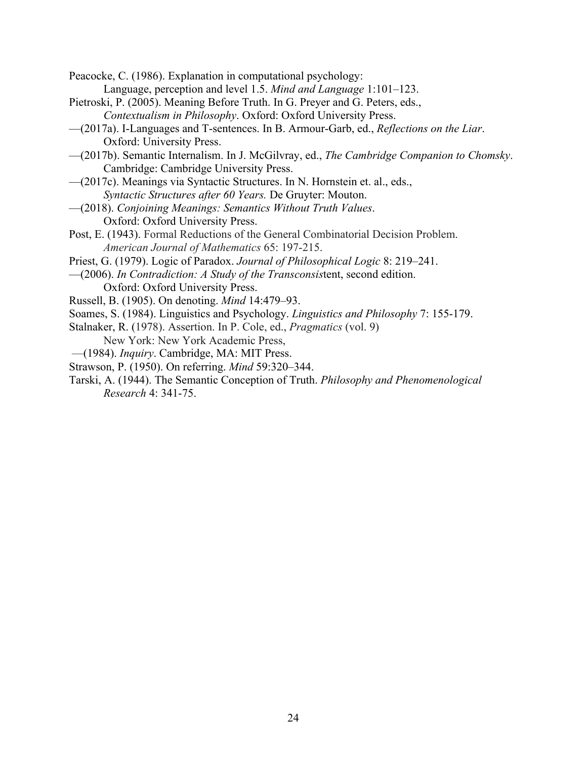Peacocke, C. (1986). Explanation in computational psychology: Language, perception and level 1.5. *Mind and Language* 1:101–123.

Pietroski, P. (2005). Meaning Before Truth. In G. Preyer and G. Peters, eds., *Contextualism in Philosophy*. Oxford: Oxford University Press.

—(2017a). I-Languages and T-sentences. In B. Armour-Garb, ed., *Reflections on the Liar*. Oxford: University Press.

—(2017b). Semantic Internalism. In J. McGilvray, ed., *The Cambridge Companion to Chomsky*. Cambridge: Cambridge University Press.

—(2017c). Meanings via Syntactic Structures. In N. Hornstein et. al., eds., *Syntactic Structures after 60 Years.* De Gruyter: Mouton.

—(2018). *Conjoining Meanings: Semantics Without Truth Values*. Oxford: Oxford University Press.

Post, E. (1943). Formal Reductions of the General Combinatorial Decision Problem. *American Journal of Mathematics* 65: 197-215.

Priest, G. (1979). Logic of Paradox. *Journal of Philosophical Logic* 8: 219–241.

—(2006). *In Contradiction: A Study of the Transconsis*tent, second edition. Oxford: Oxford University Press.

Russell, B. (1905). On denoting. *Mind* 14:479–93.

Soames, S. (1984). Linguistics and Psychology. *Linguistics and Philosophy* 7: 155-179.

Stalnaker, R. (1978). Assertion. In P. Cole, ed., *Pragmatics* (vol. 9) New York: New York Academic Press,

—(1984). *Inquiry*. Cambridge, MA: MIT Press.

Strawson, P. (1950). On referring. *Mind* 59:320–344.

Tarski, A. (1944). The Semantic Conception of Truth. *Philosophy and Phenomenological Research* 4: 341-75.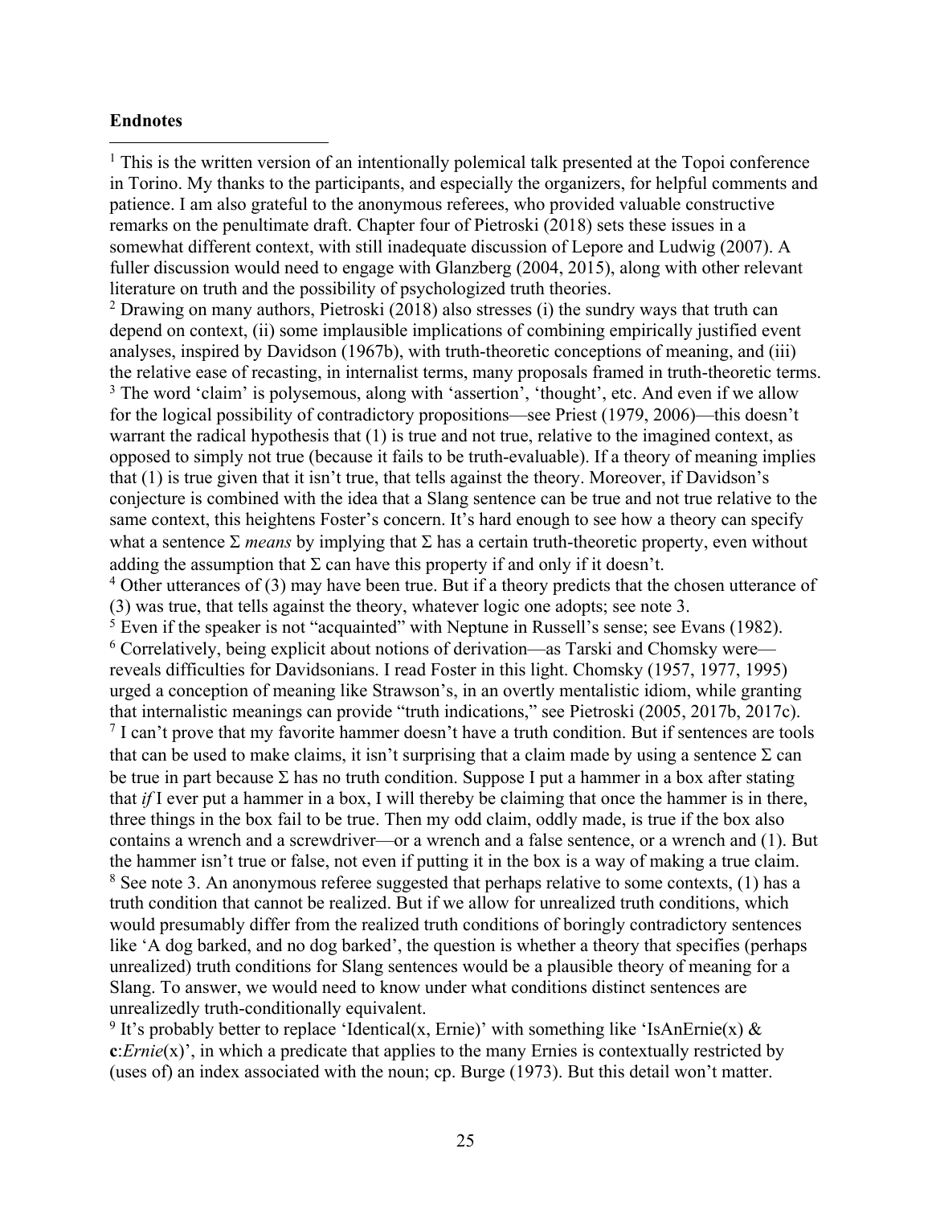**Endnotes**

[1] This is the written version of an intentionally polemical talk presented at the Topoi conference in Torino. My thanks to the participants, and especially the organizers, for helpful comments and patience. I am also grateful to the anonymous referees, who provided valuable constructive remarks on the penultimate draft. Chapter four of Pietroski (2018) sets these issues in a somewhat different context, with still inadequate discussion of Lepore and Ludwig (2007). A fuller discussion would need to engage with Glanzberg (2004, 2015), along with other relevant literature on truth and the possibility of psychologized truth theories.

[2] Drawing on many authors, Pietroski (2018) also stresses (i) the sundry ways that truth can depend on context, (ii) some implausible implications of combining empirically justified event analyses, inspired by Davidson (1967b), with truth-theoretic conceptions of meaning, and (iii) the relative ease of recasting, in internalist terms, many proposals framed in truth-theoretic terms.

[3] The word 'claim' is polysemous, along with 'assertion', 'thought', etc. And even if we allow for the logical possibility of contradictory propositions—see Priest (1979, 2006)—this doesn't warrant the radical hypothesis that (1) is true and not true, relative to the imagined context, as opposed to simply not true (because it fails to be truth-evaluable). If a theory of meaning implies that (1) is true given that it isn't true, that tells against the theory. Moreover, if Davidson's conjecture is combined with the idea that a Slang sentence can be true and not true relative to the same context, this heightens Foster's concern. It's hard enough to see how a theory can specify what a sentence Σ *means* by implying that Σ has a certain truth-theoretic property, even without adding the assumption that Σ can have this property if and only if it doesn't.

[4] Other utterances of (3) may have been true. But if a theory predicts that the chosen utterance of (3) was true, that tells against the theory, whatever logic one adopts; see note 3.

[5] Even if the speaker is not "acquainted" with Neptune in Russell's sense; see Evans (1982).

[6] Correlatively, being explicit about notions of derivation—as Tarski and Chomsky were—reveals difficulties for Davidsonians. I read Foster in this light. Chomsky (1957, 1977, 1995) urged a conception of meaning like Strawson's, in an overtly mentalistic idiom, while granting that internalistic meanings can provide "truth indications," see Pietroski (2005, 2017b, 2017c).

[7] I can't prove that my favorite hammer doesn't have a truth condition. But if sentences are tools that can be used to make claims, it isn't surprising that a claim made by using a sentence Σ can be true in part because Σ has no truth condition. Suppose I put a hammer in a box after stating that *if* I ever put a hammer in a box, I will thereby be claiming that once the hammer is in there, three things in the box fail to be true. Then my odd claim, oddly made, is true if the box also contains a wrench and a screwdriver—or a wrench and a false sentence, or a wrench and (1). But the hammer isn't true or false, not even if putting it in the box is a way of making a true claim.

[8] See note 3. An anonymous referee suggested that perhaps relative to some contexts, (1) has a truth condition that cannot be realized. But if we allow for unrealized truth conditions, which would presumably differ from the realized truth conditions of boringly contradictory sentences like 'A dog barked, and no dog barked', the question is whether a theory that specifies (perhaps unrealized) truth conditions for Slang sentences would be a plausible theory of meaning for a Slang. To answer, we would need to know under what conditions distinct sentences are unrealizedly truth-conditionally equivalent.

[9] It's probably better to replace 'Identical(x, Ernie)' with something like 'IsAnErnie(x) & **c**:*Ernie*(x)', in which a predicate that applies to the many Ernies is contextually restricted by (uses of) an index associated with the noun; cp. Burge (1973). But this detail won't matter.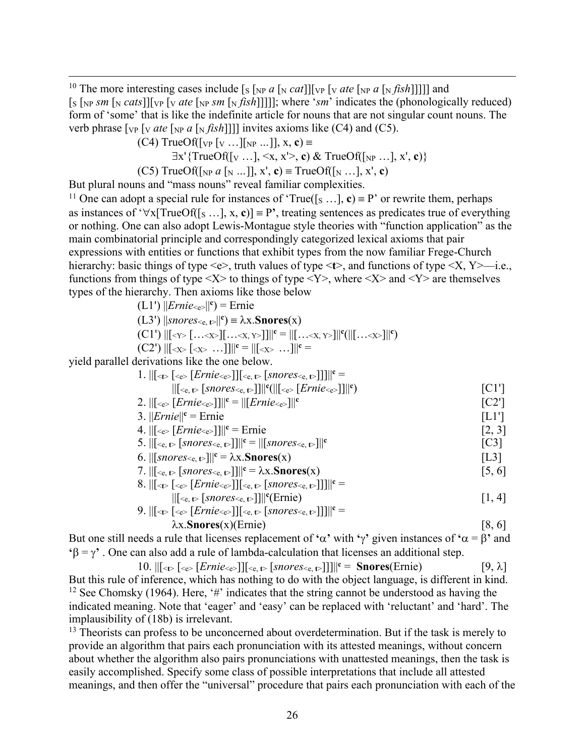[10] The more interesting cases include $[_S [_{NP}\ a\ [_N\ cat]][_{VP} [_V\ ate\ [_{NP}\ a\ [_N\ fish]]]]]$ and $[_S [_{NP}\ sm\ [_N\ cats]][_{VP} [_V\ ate\ [_{NP}\ sm\ [_N\ fish]]]]]$; where '*sm*' indicates the (phonologically reduced) form of 'some' that is like the indefinite article for nouns that are not singular count nouns. The verb phrase $[_{VP} [_V\ ate\ [_{NP}\ a\ [_N\ fish]]]]$ invites axioms like (C4) and (C5).

(C4) $\text{TrueOf}([_{VP} [_V \ldots][_{NP} \ldots]], x, \mathbf{c}) \equiv$
$\exists x'\{\text{TrueOf}([_V \ldots], \langle x, x'\rangle, \mathbf{c})\ \&\ \text{TrueOf}([_{NP} \ldots], x', \mathbf{c})\}$

(C5) $\text{TrueOf}([_{NP}\ a\ [_N \ldots]], x', \mathbf{c}) \equiv \text{TrueOf}([_N \ldots], x', \mathbf{c})$

But plural nouns and "mass nouns" reveal familiar complexities.

[11] One can adopt a special rule for instances of '$\text{True}([_S \ldots], \mathbf{c}) \equiv P$' or rewrite them, perhaps as instances of '$\forall x[\text{TrueOf}([_S \ldots], x, \mathbf{c})] \equiv P$', treating sentences as predicates true of everything or nothing. One can also adopt Lewis-Montague style theories with "function application" as the main combinatorial principle and correspondingly categorized lexical axioms that pair expressions with entities or functions that exhibit types from the now familiar Frege-Church hierarchy: basic things of type <e>, truth values of type <**t**>, and functions of type <X, Y>—i.e., functions from things of type <X> to things of type <Y>, where <X> and <Y> are themselves types of the hierarchy. Then axioms like those below

(L1') $||Ernie_{\langle e\rangle}||^{\mathbf{c}}) = \text{Ernie}$

(L3') $||snores_{\langle e,\, \mathbf{t}\rangle}||^{\mathbf{c}}) \equiv \lambda x.\mathbf{Snores}(x)$

(C1') $||[_{\langle Y\rangle} [\ldots_{\langle X\rangle}][\ldots_{\langle X,\, Y\rangle}]]||^{\mathbf{c}} = ||[\ldots_{\langle X,\, Y\rangle}]||^{\mathbf{c}}(||[\ldots_{\langle X\rangle}]||^{\mathbf{c}})$

(C2') $||[_{\langle X\rangle} [_{\langle X\rangle} \ldots]]||^{\mathbf{c}} = ||[_{\langle X\rangle} \ldots]||^{\mathbf{c}} =$

yield parallel derivations like the one below.

1. $||[_{\langle \mathbf{t}\rangle} [_{\langle e\rangle} [Ernie_{\langle e\rangle}]][_{\langle e,\, \mathbf{t}\rangle} [snores_{\langle e,\, \mathbf{t}\rangle}]]]||^{\mathbf{c}} =$
   $||[_{\langle e,\, \mathbf{t}\rangle} [snores_{\langle e,\, \mathbf{t}\rangle}]]||^{\mathbf{c}}(||[_{\langle e\rangle} [Ernie_{\langle e\rangle}]]||^{\mathbf{c}})$ [C1']
2. $||[_{\langle e\rangle} [Ernie_{\langle e\rangle}]]||^{\mathbf{c}} = ||[Ernie_{\langle e\rangle}]||^{\mathbf{c}}$ [C2']
3. $||Ernie||^{\mathbf{c}} = \text{Ernie}$ [L1']
4. $||[_{\langle e\rangle} [Ernie_{\langle e\rangle}]]||^{\mathbf{c}} = \text{Ernie}$ [2, 3]
5. $||[_{\langle e,\, \mathbf{t}\rangle} [snores_{\langle e,\, \mathbf{t}\rangle}]]||^{\mathbf{c}} = ||[snores_{\langle e,\, \mathbf{t}\rangle}]||^{\mathbf{c}}$ [C3]
6. $||[snores_{\langle e,\, \mathbf{t}\rangle}]||^{\mathbf{c}} = \lambda x.\mathbf{Snores}(x)$ [L3]
7. $||[_{\langle e,\, \mathbf{t}\rangle} [snores_{\langle e,\, \mathbf{t}\rangle}]]||^{\mathbf{c}} = \lambda x.\mathbf{Snores}(x)$ [5, 6]
8. $||[_{\langle \mathbf{t}\rangle} [_{\langle e\rangle} [Ernie_{\langle e\rangle}]][_{\langle e,\, \mathbf{t}\rangle} [snores_{\langle e,\, \mathbf{t}\rangle}]]]||^{\mathbf{c}} =$
   $||[_{\langle e,\, \mathbf{t}\rangle} [snores_{\langle e,\, \mathbf{t}\rangle}]]||^{\mathbf{c}}(\text{Ernie})$ [1, 4]
9. $||[_{\langle \mathbf{t}\rangle} [_{\langle e\rangle} [Ernie_{\langle e\rangle}]][_{\langle e,\, \mathbf{t}\rangle} [snores_{\langle e,\, \mathbf{t}\rangle}]]]||^{\mathbf{c}} =$
   $\lambda x.\mathbf{Snores}(x)(\text{Ernie})$ [8, 6]

But one still needs a rule that licenses replacement of '$\alpha$' with '$\gamma$' given instances of '$\alpha = \beta$' and '$\beta = \gamma$'. One can also add a rule of lambda-calculation that licenses an additional step.

10. $||[_{\langle \mathbf{t}\rangle} [_{\langle e\rangle} [Ernie_{\langle e\rangle}]][_{\langle e,\, \mathbf{t}\rangle} [snores_{\langle e,\, \mathbf{t}\rangle}]]]||^{\mathbf{c}} = \mathbf{Snores}(\text{Ernie})$ [9, λ]

But this rule of inference, which has nothing to do with the object language, is different in kind.

[12] See Chomsky (1964). Here, '#' indicates that the string cannot be understood as having the indicated meaning. Note that 'eager' and 'easy' can be replaced with 'reluctant' and 'hard'. The implausibility of (18b) is irrelevant.

[13] Theorists can profess to be unconcerned about overdetermination. But if the task is merely to provide an algorithm that pairs each pronunciation with its attested meanings, without concern about whether the algorithm also pairs pronunciations with unattested meanings, then the task is easily accomplished. Specify some class of possible interpretations that include all attested meanings, and then offer the "universal" procedure that pairs each pronunciation with each of the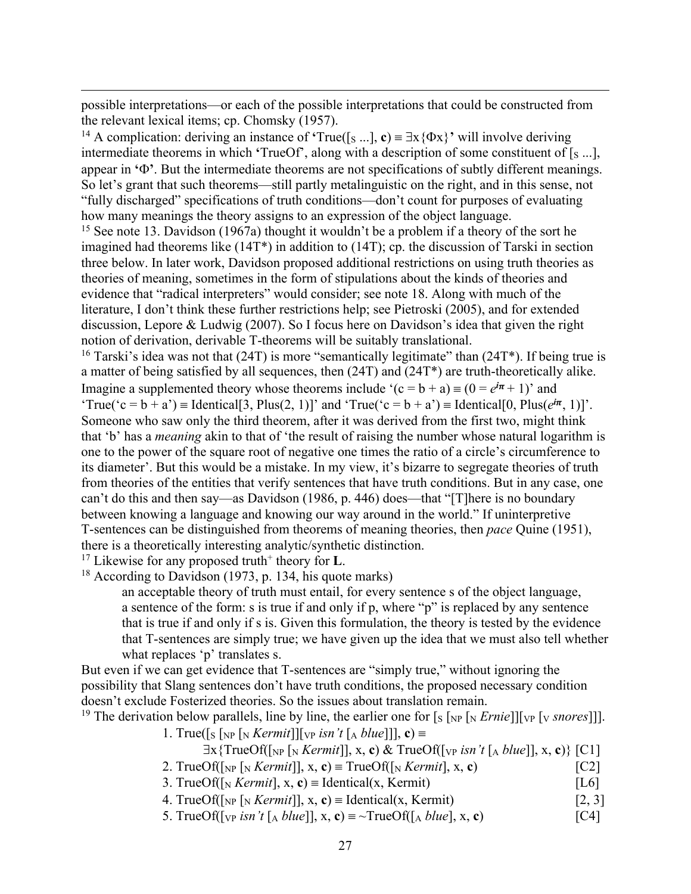possible interpretations—or each of the possible interpretations that could be constructed from the relevant lexical items; cp. Chomsky (1957).

[14] A complication: deriving an instance of **'**True([S ...], **c**) ≡ ∃x{Φx}**'** will involve deriving intermediate theorems in which **'**TrueOf', along with a description of some constituent of [S ...], appear in **'**Φ**'**. But the intermediate theorems are not specifications of subtly different meanings. So let's grant that such theorems—still partly metalinguistic on the right, and in this sense, not "fully discharged" specifications of truth conditions—don't count for purposes of evaluating how many meanings the theory assigns to an expression of the object language.

[15] See note 13. Davidson (1967a) thought it wouldn't be a problem if a theory of the sort he imagined had theorems like (14T*) in addition to (14T); cp. the discussion of Tarski in section three below. In later work, Davidson proposed additional restrictions on using truth theories as theories of meaning, sometimes in the form of stipulations about the kinds of theories and evidence that "radical interpreters" would consider; see note 18. Along with much of the literature, I don't think these further restrictions help; see Pietroski (2005), and for extended discussion, Lepore & Ludwig (2007). So I focus here on Davidson's idea that given the right notion of derivation, derivable T-theorems will be suitably translational.

[16] Tarski's idea was not that (24T) is more "semantically legitimate" than (24T*). If being true is a matter of being satisfied by all sequences, then (24T) and (24T*) are truth-theoretically alike. Imagine a supplemented theory whose theorems include '(c = b + a) ≡ (0 = $e^{i\pi}$ + 1)' and 'True('c = b + a') ≡ Identical[3, Plus(2, 1)]' and 'True('c = b + a') ≡ Identical[0, Plus($e^{i\pi}$, 1)]'. Someone who saw only the third theorem, after it was derived from the first two, might think that 'b' has a *meaning* akin to that of 'the result of raising the number whose natural logarithm is one to the power of the square root of negative one times the ratio of a circle's circumference to its diameter'. But this would be a mistake. In my view, it's bizarre to segregate theories of truth from theories of the entities that verify sentences that have truth conditions. But in any case, one can't do this and then say—as Davidson (1986, p. 446) does—that "[T]here is no boundary between knowing a language and knowing our way around in the world." If uninterpretive T-sentences can be distinguished from theorems of meaning theories, then *pace* Quine (1951), there is a theoretically interesting analytic/synthetic distinction.

[17] Likewise for any proposed truth$^{+}$ theory for **L**.

[18] According to Davidson (1973, p. 134, his quote marks)

> an acceptable theory of truth must entail, for every sentence s of the object language, a sentence of the form: s is true if and only if p, where "p" is replaced by any sentence that is true if and only if s is. Given this formulation, the theory is tested by the evidence that T-sentences are simply true; we have given up the idea that we must also tell whether what replaces 'p' translates s.

But even if we can get evidence that T-sentences are "simply true," without ignoring the possibility that Slang sentences don't have truth conditions, the proposed necessary condition doesn't exclude Fosterized theories. So the issues about translation remain.

[19] The derivation below parallels, line by line, the earlier one for [S [NP [N *Ernie*]][VP [V *snores*]]].

1. True([S [NP [N *Kermit*]][VP *isn't* [A *blue*]]], **c**) ≡
   ∃x{TrueOf([NP [N *Kermit*]], x, **c**) & TrueOf([VP *isn't* [A *blue*]], x, **c**)} [C1]
2. TrueOf([NP [N *Kermit*]], x, **c**) ≡ TrueOf([N *Kermit*], x, **c**) [C2]
3. TrueOf([N *Kermit*], x, **c**) ≡ Identical(x, Kermit) [L6]
4. TrueOf([NP [N *Kermit*]], x, **c**) ≡ Identical(x, Kermit) [2, 3]
5. TrueOf([VP *isn't* [A *blue*]], x, **c**) ≡ ~TrueOf([A *blue*], x, **c**) [C4]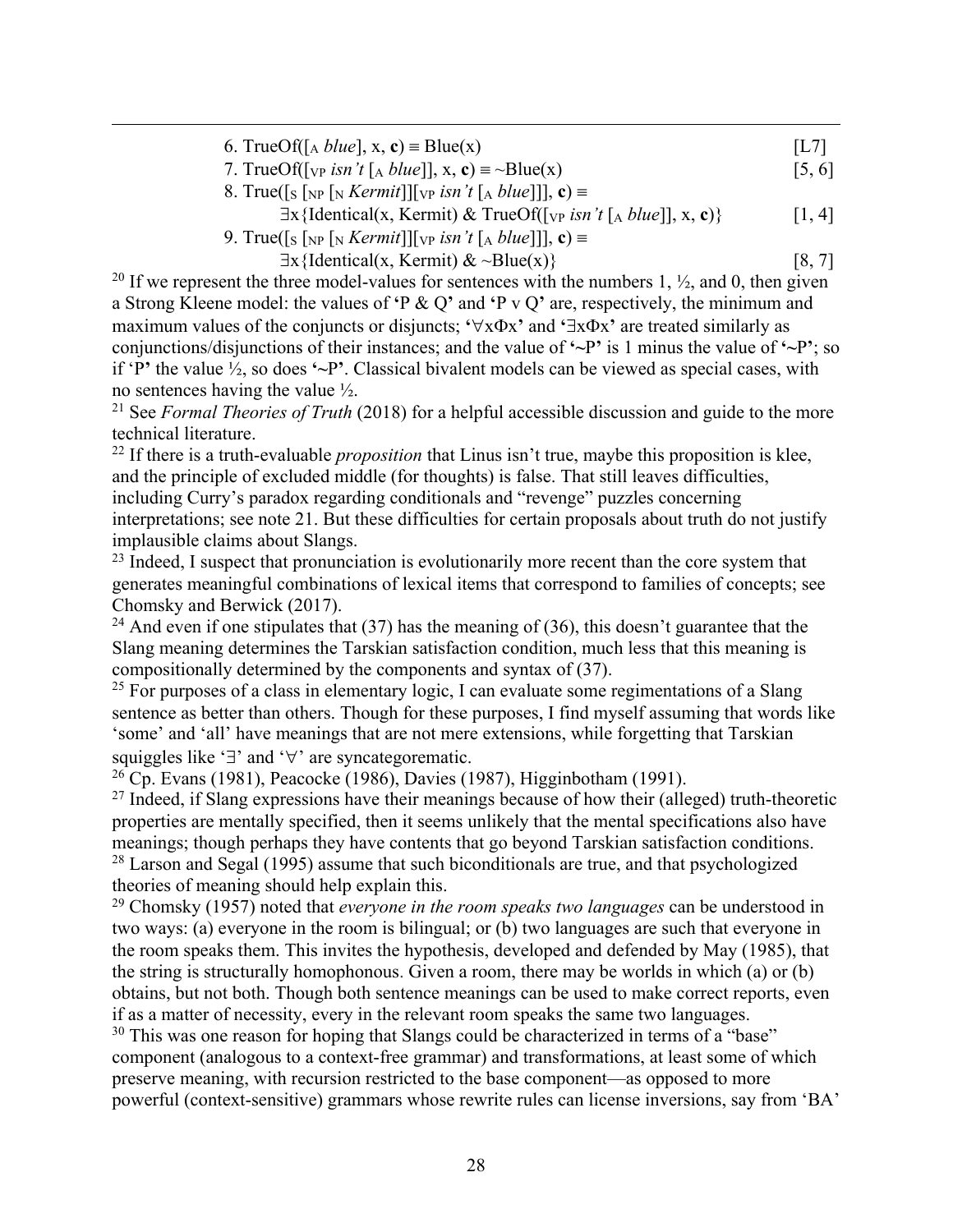6. TrueOf([$_A$ *blue*], x, **c**) ≡ Blue(x) [L7]

7. TrueOf([$_{VP}$ *isn't* [$_A$ *blue*]], x, **c**) ≡ ~Blue(x) [5, 6]

8. True([$_S$ [$_{NP}$ [$_N$ *Kermit*]][$_{VP}$ *isn't* [$_A$ *blue*]]], **c**) ≡
 ∃x{Identical(x, Kermit) & TrueOf([$_{VP}$ *isn't* [$_A$ *blue*]], x, **c**)} [1, 4]

9. True([$_S$ [$_{NP}$ [$_N$ *Kermit*]][$_{VP}$ *isn't* [$_A$ *blue*]]], **c**) ≡
 ∃x{Identical(x, Kermit) & ~Blue(x)} [8, 7]

[20] If we represent the three model-values for sentences with the numbers 1, ½, and 0, then given a Strong Kleene model: the values of **'**P & Q**'** and **'**P v Q**'** are, respectively, the minimum and maximum values of the conjuncts or disjuncts; **'**∀xΦx**'** and **'**∃xΦx**'** are treated similarly as conjunctions/disjunctions of their instances; and the value of **'**~P**'** is 1 minus the value of **'**~P**'**; so if 'P**'** the value ½, so does **'**~P**'**. Classical bivalent models can be viewed as special cases, with no sentences having the value ½.

[21] See *Formal Theories of Truth* (2018) for a helpful accessible discussion and guide to the more technical literature.

[22] If there is a truth-evaluable *proposition* that Linus isn't true, maybe this proposition is klee, and the principle of excluded middle (for thoughts) is false. That still leaves difficulties, including Curry's paradox regarding conditionals and "revenge" puzzles concerning interpretations; see note 21. But these difficulties for certain proposals about truth do not justify implausible claims about Slangs.

[23] Indeed, I suspect that pronunciation is evolutionarily more recent than the core system that generates meaningful combinations of lexical items that correspond to families of concepts; see Chomsky and Berwick (2017).

[24] And even if one stipulates that (37) has the meaning of (36), this doesn't guarantee that the Slang meaning determines the Tarskian satisfaction condition, much less that this meaning is compositionally determined by the components and syntax of (37).

[25] For purposes of a class in elementary logic, I can evaluate some regimentations of a Slang sentence as better than others. Though for these purposes, I find myself assuming that words like 'some' and 'all' have meanings that are not mere extensions, while forgetting that Tarskian squiggles like '∃' and '∀' are syncategorematic.

[26] Cp. Evans (1981), Peacocke (1986), Davies (1987), Higginbotham (1991).

[27] Indeed, if Slang expressions have their meanings because of how their (alleged) truth-theoretic properties are mentally specified, then it seems unlikely that the mental specifications also have meanings; though perhaps they have contents that go beyond Tarskian satisfaction conditions.

[28] Larson and Segal (1995) assume that such biconditionals are true, and that psychologized theories of meaning should help explain this.

[29] Chomsky (1957) noted that *everyone in the room speaks two languages* can be understood in two ways: (a) everyone in the room is bilingual; or (b) two languages are such that everyone in the room speaks them. This invites the hypothesis, developed and defended by May (1985), that the string is structurally homophonous. Given a room, there may be worlds in which (a) or (b) obtains, but not both. Though both sentence meanings can be used to make correct reports, even if as a matter of necessity, every in the relevant room speaks the same two languages.

[30] This was one reason for hoping that Slangs could be characterized in terms of a "base" component (analogous to a context-free grammar) and transformations, at least some of which preserve meaning, with recursion restricted to the base component—as opposed to more powerful (context-sensitive) grammars whose rewrite rules can license inversions, say from 'BA'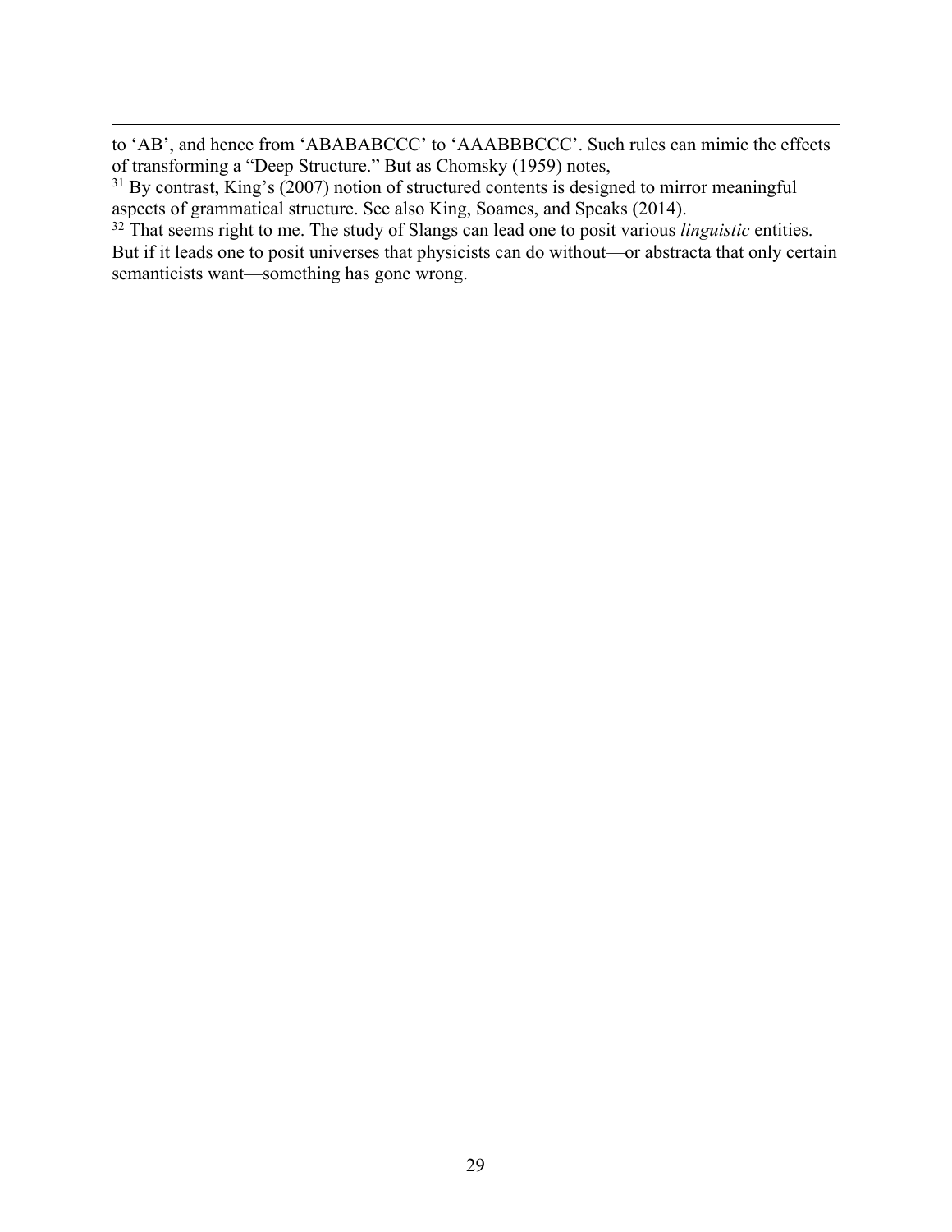to 'AB', and hence from 'ABABABCCC' to 'AAABBBCCC'. Such rules can mimic the effects of transforming a "Deep Structure." But as Chomsky (1959) notes,

[31] By contrast, King's (2007) notion of structured contents is designed to mirror meaningful aspects of grammatical structure. See also King, Soames, and Speaks (2014).

[32] That seems right to me. The study of Slangs can lead one to posit various *linguistic* entities. But if it leads one to posit universes that physicists can do without—or abstracta that only certain semanticists want—something has gone wrong.